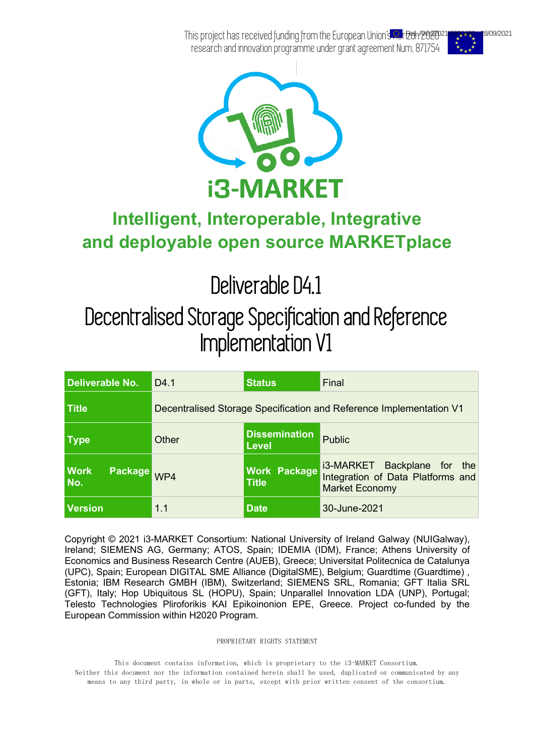This project has received funding from the European Union's Horizon 2020 research and innovation programme under grant agreement Num. 871754

# i3-MARKET

## Intelligent, Interoperable, Integrative and deployable open source MARKETplace

# Deliverable D4.1

# Decentralised Storage Specification and Reference Implementation V1

| Deliverable No. | D4.1 | Status | Final |
|---|---|---|---|
| Title | Decentralised Storage Specification and Reference Implementation V1 | | |
| Type | Other | Dissemination Level | Public |
| Work Package No. | WP4 | Work Package Title | i3-MARKET Backplane for the Integration of Data Platforms and Market Economy |
| Version | 1.1 | Date | 30-June-2021 |

Copyright © 2021 i3-MARKET Consortium: National University of Ireland Galway (NUIGalway), Ireland; SIEMENS AG, Germany; ATOS, Spain; IDEMIA (IDM), France; Athens University of Economics and Business Research Centre (AUEB), Greece; Universitat Politecnica de Catalunya (UPC), Spain; European DIGITAL SME Alliance (DigitalSME), Belgium; Guardtime (Guardtime) , Estonia; IBM Research GMBH (IBM), Switzerland; SIEMENS SRL, Romania; GFT Italia SRL (GFT), Italy; Hop Ubiquitous SL (HOPU), Spain; Unparallel Innovation LDA (UNP), Portugal; Telesto Technologies Pliroforikis KAI Epikoinonion EPE, Greece. Project co-funded by the European Commission within H2020 Program.

PROPRIETARY RIGHTS STATEMENT

This document contains information, which is proprietary to the i3-MARKET Consortium. Neither this document nor the information contained herein shall be used, duplicated or communicated by any means to any third party, in whole or in parts, except with prior written consent of the consortium.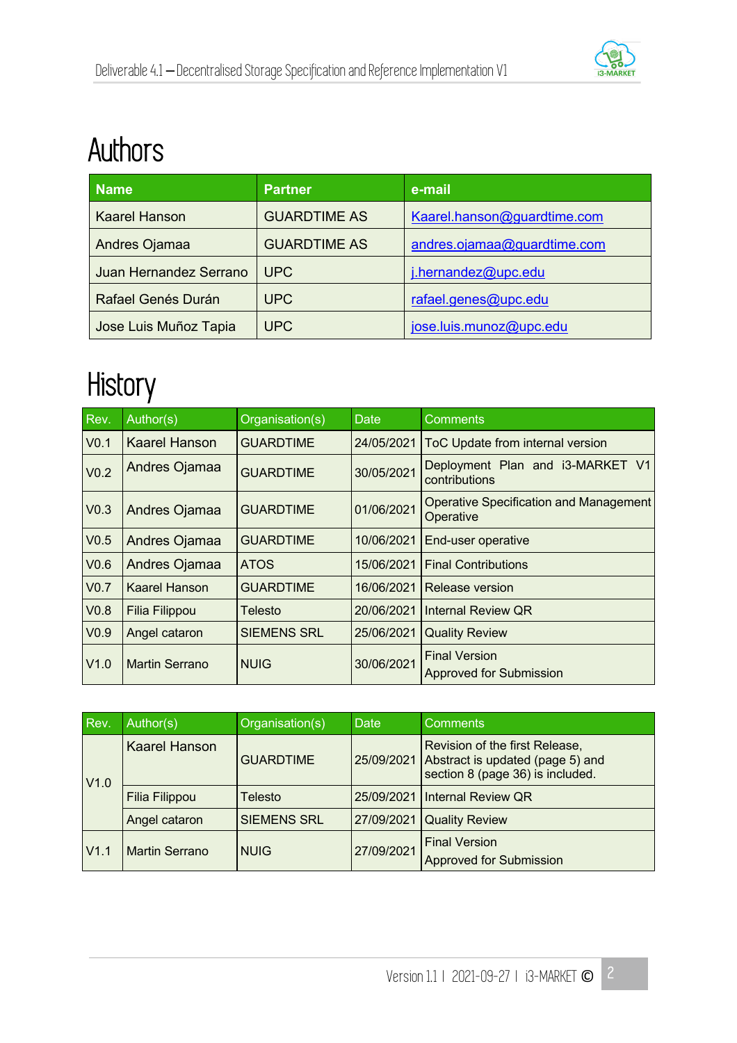# Authors

| Name | Partner | e-mail |
| --- | --- | --- |
| Kaarel Hanson | GUARDTIME AS | Kaarel.hanson@guardtime.com |
| Andres Ojamaa | GUARDTIME AS | andres.ojamaa@guardtime.com |
| Juan Hernandez Serrano | UPC | j.hernandez@upc.edu |
| Rafael Genés Durán | UPC | rafael.genes@upc.edu |
| Jose Luis Muñoz Tapia | UPC | jose.luis.munoz@upc.edu |

# History

| Rev. | Author(s) | Organisation(s) | Date | Comments |
| --- | --- | --- | --- | --- |
| V0.1 | Kaarel Hanson | GUARDTIME | 24/05/2021 | ToC Update from internal version |
| V0.2 | Andres Ojamaa | GUARDTIME | 30/05/2021 | Deployment Plan and i3-MARKET V1 contributions |
| V0.3 | Andres Ojamaa | GUARDTIME | 01/06/2021 | Operative Specification and Management Operative |
| V0.5 | Andres Ojamaa | GUARDTIME | 10/06/2021 | End-user operative |
| V0.6 | Andres Ojamaa | ATOS | 15/06/2021 | Final Contributions |
| V0.7 | Kaarel Hanson | GUARDTIME | 16/06/2021 | Release version |
| V0.8 | Filia Filippou | Telesto | 20/06/2021 | Internal Review QR |
| V0.9 | Angel cataron | SIEMENS SRL | 25/06/2021 | Quality Review |
| V1.0 | Martin Serrano | NUIG | 30/06/2021 | Final Version Approved for Submission |

| Rev. | Author(s) | Organisation(s) | Date | Comments |
| --- | --- | --- | --- | --- |
| V1.0 | Kaarel Hanson | GUARDTIME | 25/09/2021 | Revision of the first Release, Abstract is updated (page 5) and section 8 (page 36) is included. |
| | Filia Filippou | Telesto | 25/09/2021 | Internal Review QR |
| | Angel cataron | SIEMENS SRL | 27/09/2021 | Quality Review |
| V1.1 | Martin Serrano | NUIG | 27/09/2021 | Final Version Approved for Submission |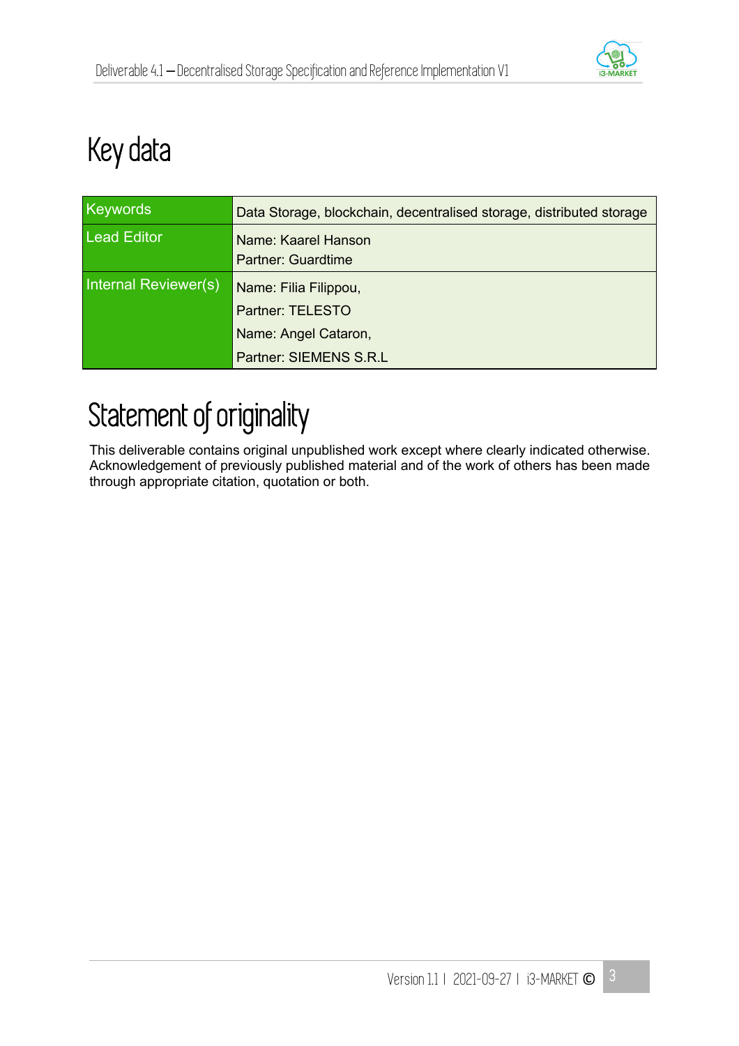# Key data

| | |
|---|---|
| Keywords | Data Storage, blockchain, decentralised storage, distributed storage |
| Lead Editor | Name: Kaarel Hanson<br>Partner: Guardtime |
| Internal Reviewer(s) | Name: Filia Filippou,<br>Partner: TELESTO<br>Name: Angel Cataron,<br>Partner: SIEMENS S.R.L |

# Statement of originality

This deliverable contains original unpublished work except where clearly indicated otherwise. Acknowledgement of previously published material and of the work of others has been made through appropriate citation, quotation or both.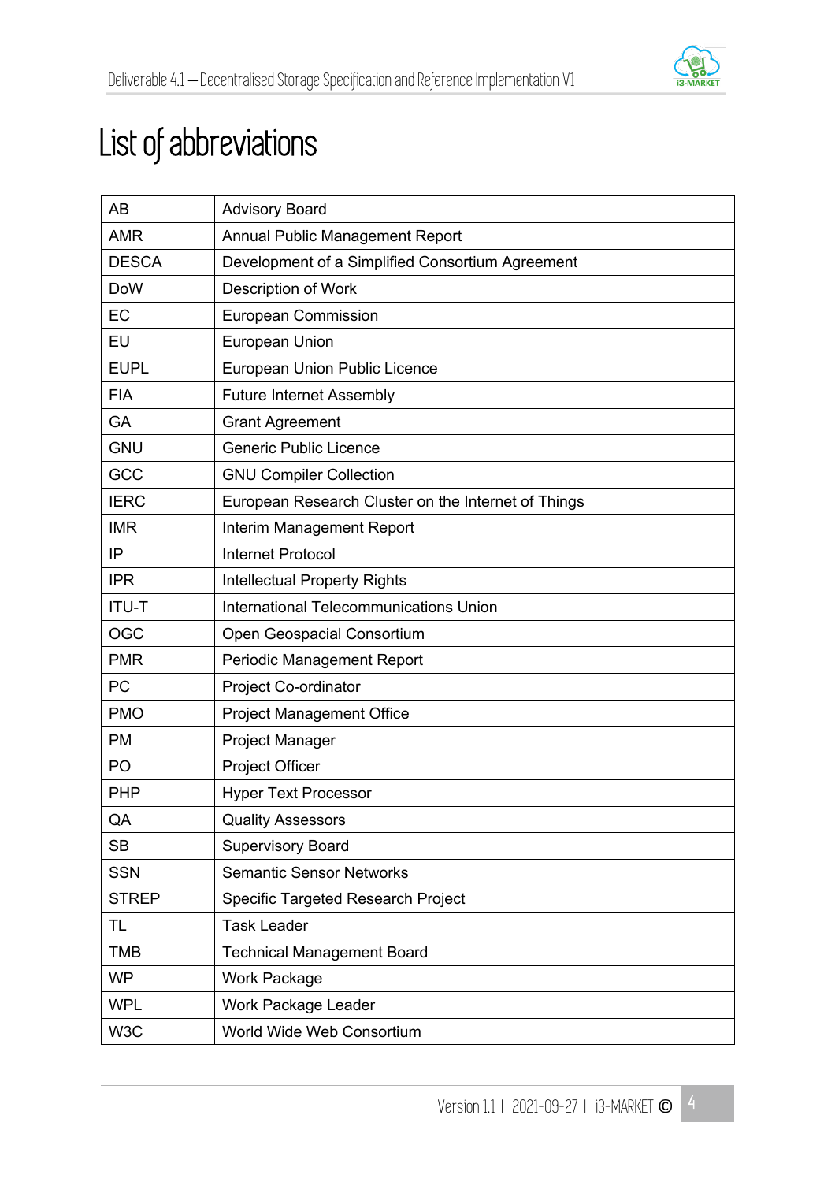# List of abbreviations

| AB | Advisory Board |
|---|---|
| AMR | Annual Public Management Report |
| DESCA | Development of a Simplified Consortium Agreement |
| DoW | Description of Work |
| EC | European Commission |
| EU | European Union |
| EUPL | European Union Public Licence |
| FIA | Future Internet Assembly |
| GA | Grant Agreement |
| GNU | Generic Public Licence |
| GCC | GNU Compiler Collection |
| IERC | European Research Cluster on the Internet of Things |
| IMR | Interim Management Report |
| IP | Internet Protocol |
| IPR | Intellectual Property Rights |
| ITU-T | International Telecommunications Union |
| OGC | Open Geospacial Consortium |
| PMR | Periodic Management Report |
| PC | Project Co-ordinator |
| PMO | Project Management Office |
| PM | Project Manager |
| PO | Project Officer |
| PHP | Hyper Text Processor |
| QA | Quality Assessors |
| SB | Supervisory Board |
| SSN | Semantic Sensor Networks |
| STREP | Specific Targeted Research Project |
| TL | Task Leader |
| TMB | Technical Management Board |
| WP | Work Package |
| WPL | Work Package Leader |
| W3C | World Wide Web Consortium |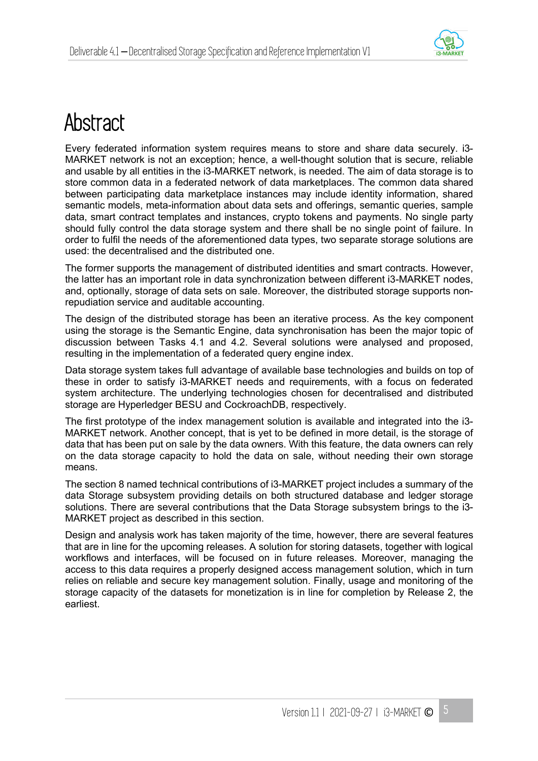# Abstract

Every federated information system requires means to store and share data securely. i3-MARKET network is not an exception; hence, a well-thought solution that is secure, reliable and usable by all entities in the i3-MARKET network, is needed. The aim of data storage is to store common data in a federated network of data marketplaces. The common data shared between participating data marketplace instances may include identity information, shared semantic models, meta-information about data sets and offerings, semantic queries, sample data, smart contract templates and instances, crypto tokens and payments. No single party should fully control the data storage system and there shall be no single point of failure. In order to fulfil the needs of the aforementioned data types, two separate storage solutions are used: the decentralised and the distributed one.

The former supports the management of distributed identities and smart contracts. However, the latter has an important role in data synchronization between different i3-MARKET nodes, and, optionally, storage of data sets on sale. Moreover, the distributed storage supports non-repudiation service and auditable accounting.

The design of the distributed storage has been an iterative process. As the key component using the storage is the Semantic Engine, data synchronisation has been the major topic of discussion between Tasks 4.1 and 4.2. Several solutions were analysed and proposed, resulting in the implementation of a federated query engine index.

Data storage system takes full advantage of available base technologies and builds on top of these in order to satisfy i3-MARKET needs and requirements, with a focus on federated system architecture. The underlying technologies chosen for decentralised and distributed storage are Hyperledger BESU and CockroachDB, respectively.

The first prototype of the index management solution is available and integrated into the i3-MARKET network. Another concept, that is yet to be defined in more detail, is the storage of data that has been put on sale by the data owners. With this feature, the data owners can rely on the data storage capacity to hold the data on sale, without needing their own storage means.

The section 8 named technical contributions of i3-MARKET project includes a summary of the data Storage subsystem providing details on both structured database and ledger storage solutions. There are several contributions that the Data Storage subsystem brings to the i3-MARKET project as described in this section.

Design and analysis work has taken majority of the time, however, there are several features that are in line for the upcoming releases. A solution for storing datasets, together with logical workflows and interfaces, will be focused on in future releases. Moreover, managing the access to this data requires a properly designed access management solution, which in turn relies on reliable and secure key management solution. Finally, usage and monitoring of the storage capacity of the datasets for monetization is in line for completion by Release 2, the earliest.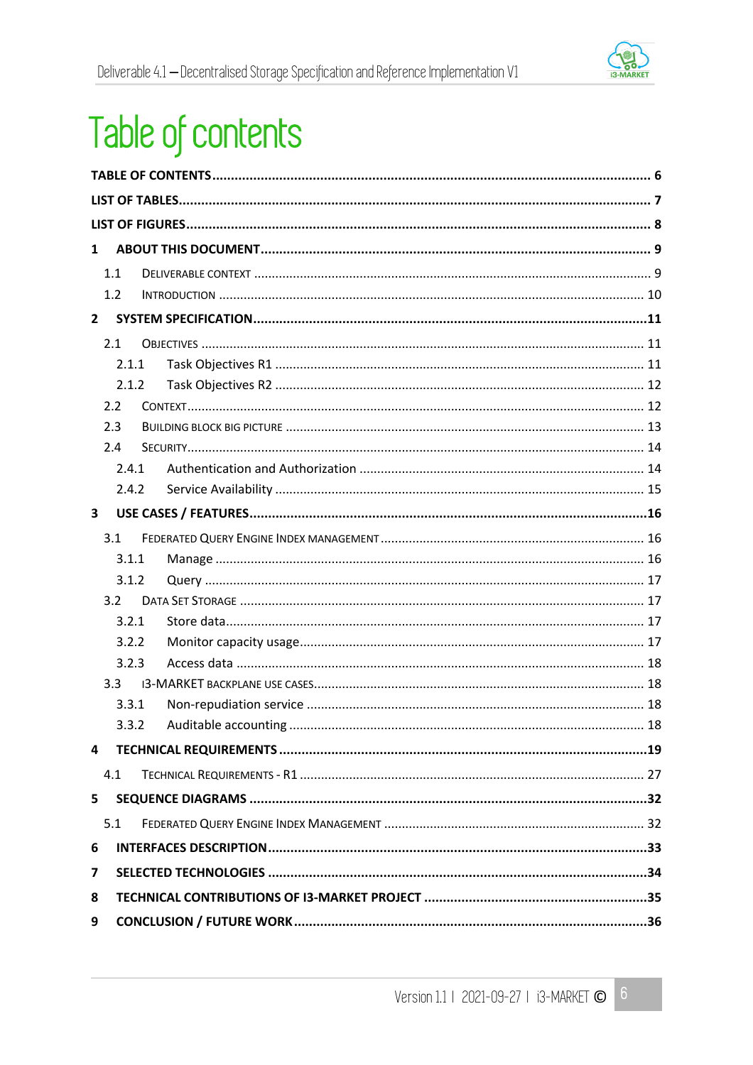# Table of contents

TABLE OF CONTENTS ........................................................................................................ 6
LIST OF TABLES ............................................................................................................... 7
LIST OF FIGURES .............................................................................................................. 8
1 ABOUT THIS DOCUMENT .................................................................................................. 9
  1.1 DELIVERABLE CONTEXT .................................................................................................. 9
  1.2 INTRODUCTION ........................................................................................................... 10
2 SYSTEM SPECIFICATION ................................................................................................. 11
  2.1 OBJECTIVES ............................................................................................................... 11
    2.1.1 Task Objectives R1 .................................................................................................. 11
    2.1.2 Task Objectives R2 .................................................................................................. 12
  2.2 CONTEXT ................................................................................................................... 12
  2.3 BUILDING BLOCK BIG PICTURE ...................................................................................... 13
  2.4 SECURITY ................................................................................................................... 14
    2.4.1 Authentication and Authorization ................................................................................ 14
    2.4.2 Service Availability ................................................................................................... 15
3 USE CASES / FEATURES ................................................................................................. 16
  3.1 FEDERATED QUERY ENGINE INDEX MANAGEMENT ........................................................... 16
    3.1.1 Manage ................................................................................................................. 16
    3.1.2 Query ................................................................................................................... 17
  3.2 DATA SET STORAGE ..................................................................................................... 17
    3.2.1 Store data ............................................................................................................. 17
    3.2.2 Monitor capacity usage ............................................................................................. 17
    3.2.3 Access data ........................................................................................................... 18
  3.3 I3-MARKET BACKPLANE USE CASES ............................................................................... 18
    3.3.1 Non-repudiation service ........................................................................................... 18
    3.3.2 Auditable accounting ................................................................................................ 18
4 TECHNICAL REQUIREMENTS ........................................................................................... 19
  4.1 TECHNICAL REQUIREMENTS - R1 ................................................................................... 27
5 SEQUENCE DIAGRAMS ................................................................................................... 32
  5.1 FEDERATED QUERY ENGINE INDEX MANAGEMENT ........................................................... 32
6 INTERFACES DESCRIPTION ............................................................................................. 33
7 SELECTED TECHNOLOGIES ............................................................................................. 34
8 TECHNICAL CONTRIBUTIONS OF I3-MARKET PROJECT ........................................................ 35
9 CONCLUSION / FUTURE WORK ......................................................................................... 36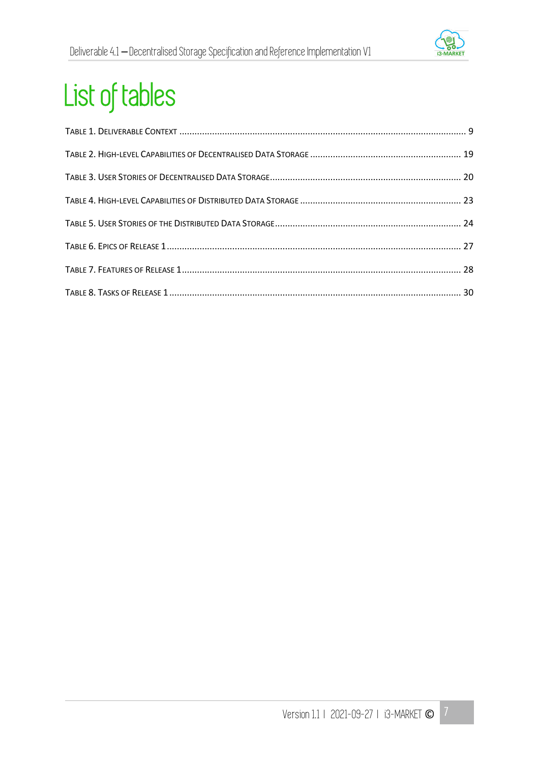# List of tables

TABLE 1. DELIVERABLE CONTEXT ........................................................................................................ 9

TABLE 2. HIGH-LEVEL CAPABILITIES OF DECENTRALISED DATA STORAGE ................................................ 19

TABLE 3. USER STORIES OF DECENTRALISED DATA STORAGE ................................................................ 20

TABLE 4. HIGH-LEVEL CAPABILITIES OF DISTRIBUTED DATA STORAGE .................................................. 23

TABLE 5. USER STORIES OF THE DISTRIBUTED DATA STORAGE ............................................................ 24

TABLE 6. EPICS OF RELEASE 1 ......................................................................................................... 27

TABLE 7. FEATURES OF RELEASE 1 ................................................................................................... 28

TABLE 8. TASKS OF RELEASE 1 ........................................................................................................ 30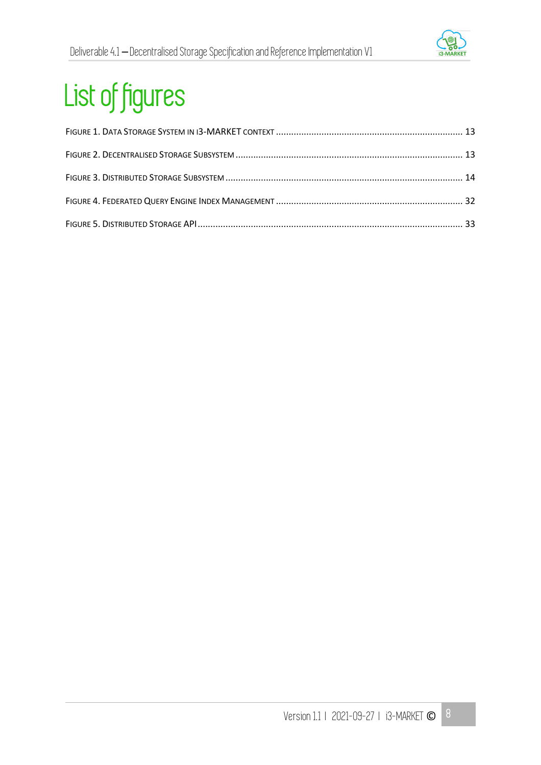# List of figures

FIGURE 1. DATA STORAGE SYSTEM IN I3-MARKET CONTEXT .......... 13

FIGURE 2. DECENTRALISED STORAGE SUBSYSTEM .......... 13

FIGURE 3. DISTRIBUTED STORAGE SUBSYSTEM .......... 14

FIGURE 4. FEDERATED QUERY ENGINE INDEX MANAGEMENT .......... 32

FIGURE 5. DISTRIBUTED STORAGE API .......... 33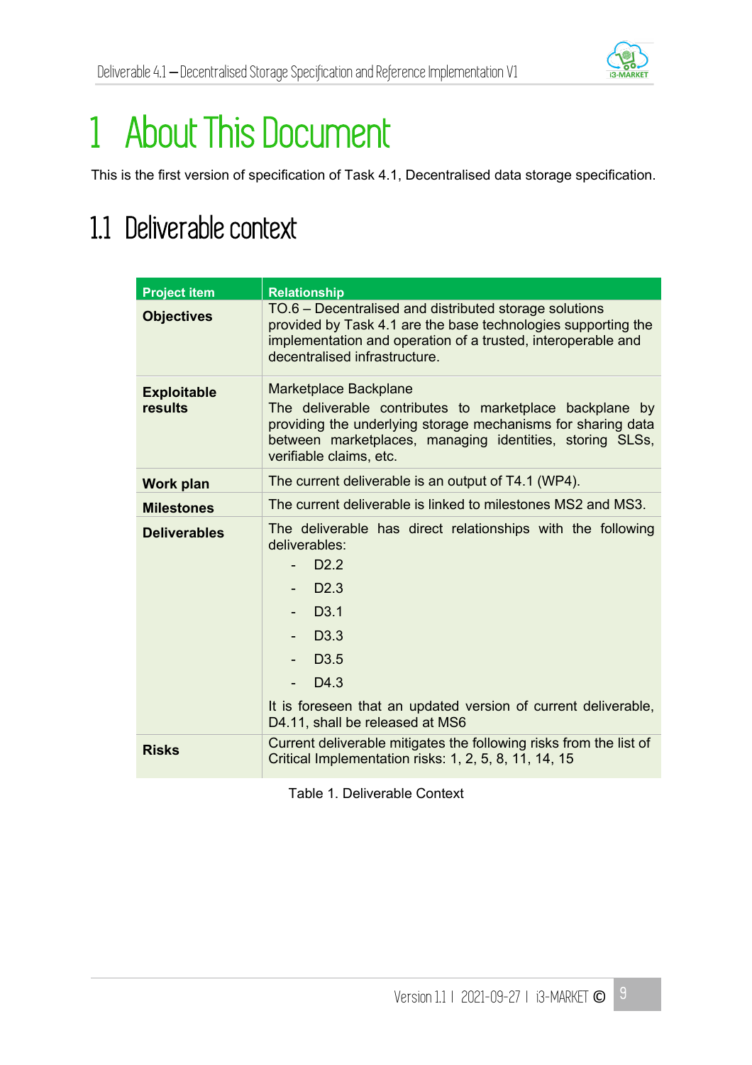# 1 About This Document

This is the first version of specification of Task 4.1, Decentralised data storage specification.

## 1.1 Deliverable context

| Project item | Relationship |
| --- | --- |
| **Objectives** | TO.6 – Decentralised and distributed storage solutions provided by Task 4.1 are the base technologies supporting the implementation and operation of a trusted, interoperable and decentralised infrastructure. |
| **Exploitable results** | Marketplace Backplane<br>The deliverable contributes to marketplace backplane by providing the underlying storage mechanisms for sharing data between marketplaces, managing identities, storing SLSs, verifiable claims, etc. |
| **Work plan** | The current deliverable is an output of T4.1 (WP4). |
| **Milestones** | The current deliverable is linked to milestones MS2 and MS3. |
| **Deliverables** | The deliverable has direct relationships with the following deliverables:<br>- D2.2<br>- D2.3<br>- D3.1<br>- D3.3<br>- D3.5<br>- D4.3<br>It is foreseen that an updated version of current deliverable, D4.11, shall be released at MS6 |
| **Risks** | Current deliverable mitigates the following risks from the list of Critical Implementation risks: 1, 2, 5, 8, 11, 14, 15 |

Table 1. Deliverable Context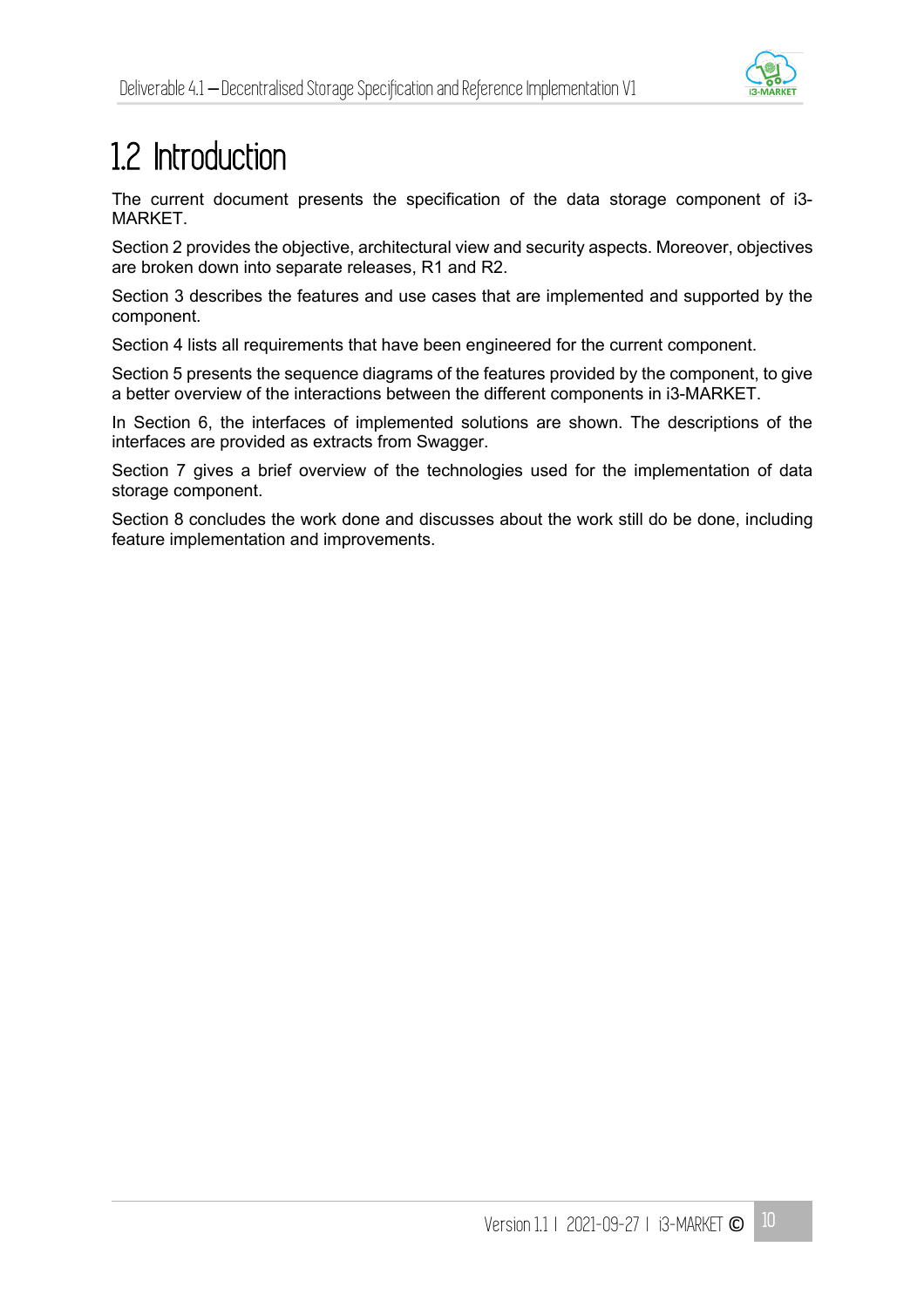## 1.2 Introduction

The current document presents the specification of the data storage component of i3-MARKET.

Section 2 provides the objective, architectural view and security aspects. Moreover, objectives are broken down into separate releases, R1 and R2.

Section 3 describes the features and use cases that are implemented and supported by the component.

Section 4 lists all requirements that have been engineered for the current component.

Section 5 presents the sequence diagrams of the features provided by the component, to give a better overview of the interactions between the different components in i3-MARKET.

In Section 6, the interfaces of implemented solutions are shown. The descriptions of the interfaces are provided as extracts from Swagger.

Section 7 gives a brief overview of the technologies used for the implementation of data storage component.

Section 8 concludes the work done and discusses about the work still do be done, including feature implementation and improvements.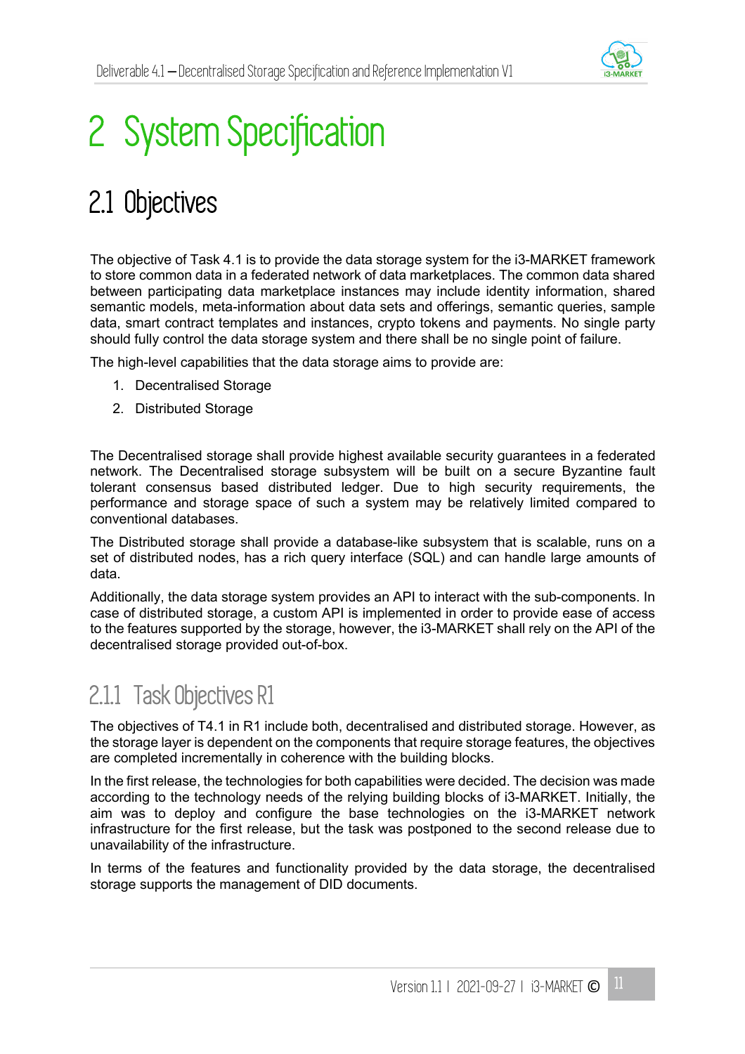# 2 System Specification

## 2.1 Objectives

The objective of Task 4.1 is to provide the data storage system for the i3-MARKET framework to store common data in a federated network of data marketplaces. The common data shared between participating data marketplace instances may include identity information, shared semantic models, meta-information about data sets and offerings, semantic queries, sample data, smart contract templates and instances, crypto tokens and payments. No single party should fully control the data storage system and there shall be no single point of failure.

The high-level capabilities that the data storage aims to provide are:

1. Decentralised Storage
2. Distributed Storage

The Decentralised storage shall provide highest available security guarantees in a federated network. The Decentralised storage subsystem will be built on a secure Byzantine fault tolerant consensus based distributed ledger. Due to high security requirements, the performance and storage space of such a system may be relatively limited compared to conventional databases.

The Distributed storage shall provide a database-like subsystem that is scalable, runs on a set of distributed nodes, has a rich query interface (SQL) and can handle large amounts of data.

Additionally, the data storage system provides an API to interact with the sub-components. In case of distributed storage, a custom API is implemented in order to provide ease of access to the features supported by the storage, however, the i3-MARKET shall rely on the API of the decentralised storage provided out-of-box.

### 2.1.1 Task Objectives R1

The objectives of T4.1 in R1 include both, decentralised and distributed storage. However, as the storage layer is dependent on the components that require storage features, the objectives are completed incrementally in coherence with the building blocks.

In the first release, the technologies for both capabilities were decided. The decision was made according to the technology needs of the relying building blocks of i3-MARKET. Initially, the aim was to deploy and configure the base technologies on the i3-MARKET network infrastructure for the first release, but the task was postponed to the second release due to unavailability of the infrastructure.

In terms of the features and functionality provided by the data storage, the decentralised storage supports the management of DID documents.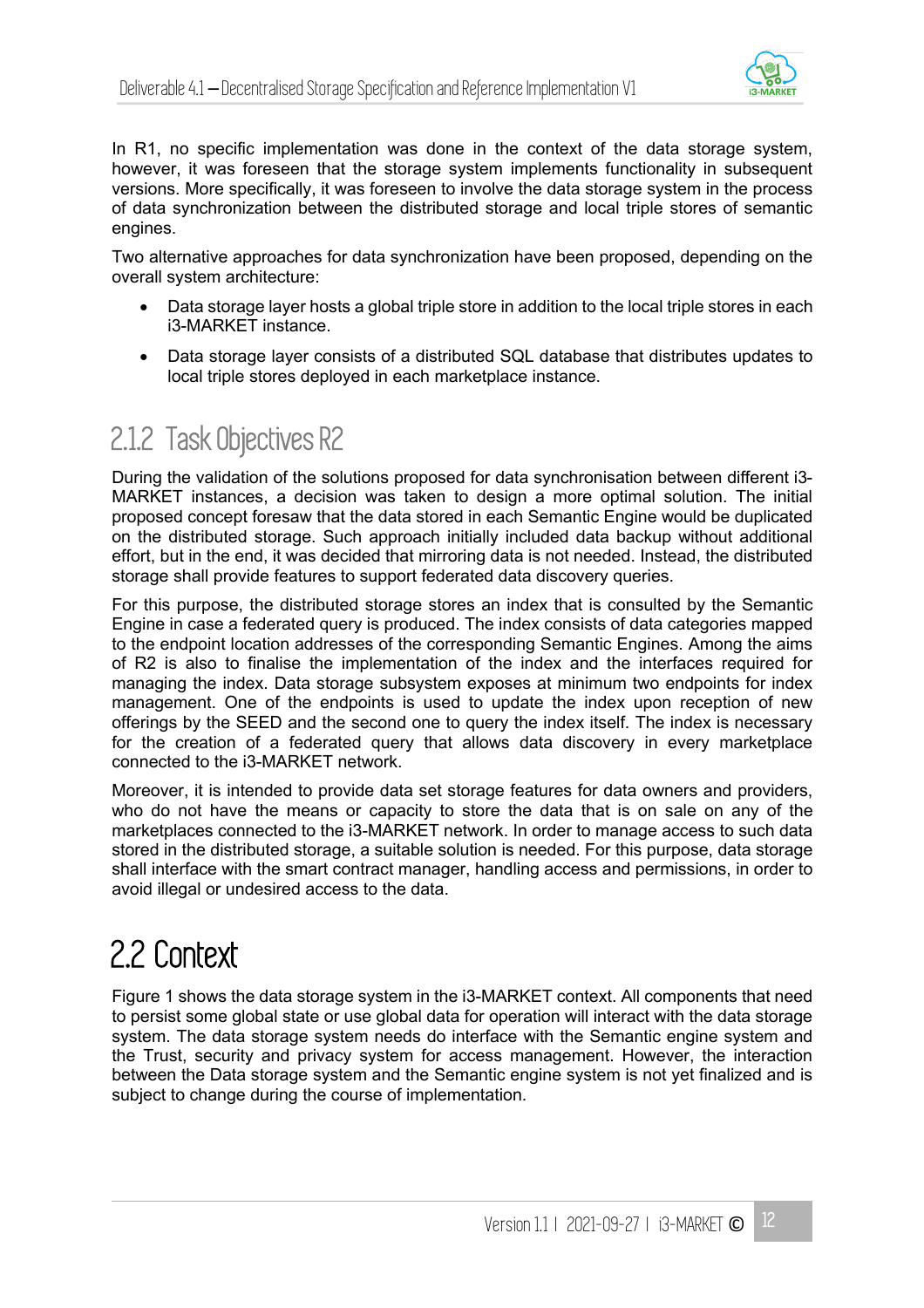In R1, no specific implementation was done in the context of the data storage system, however, it was foreseen that the storage system implements functionality in subsequent versions. More specifically, it was foreseen to involve the data storage system in the process of data synchronization between the distributed storage and local triple stores of semantic engines.

Two alternative approaches for data synchronization have been proposed, depending on the overall system architecture:

- Data storage layer hosts a global triple store in addition to the local triple stores in each i3-MARKET instance.
- Data storage layer consists of a distributed SQL database that distributes updates to local triple stores deployed in each marketplace instance.

### 2.1.2 Task Objectives R2

During the validation of the solutions proposed for data synchronisation between different i3-MARKET instances, a decision was taken to design a more optimal solution. The initial proposed concept foresaw that the data stored in each Semantic Engine would be duplicated on the distributed storage. Such approach initially included data backup without additional effort, but in the end, it was decided that mirroring data is not needed. Instead, the distributed storage shall provide features to support federated data discovery queries.

For this purpose, the distributed storage stores an index that is consulted by the Semantic Engine in case a federated query is produced. The index consists of data categories mapped to the endpoint location addresses of the corresponding Semantic Engines. Among the aims of R2 is also to finalise the implementation of the index and the interfaces required for managing the index. Data storage subsystem exposes at minimum two endpoints for index management. One of the endpoints is used to update the index upon reception of new offerings by the SEED and the second one to query the index itself. The index is necessary for the creation of a federated query that allows data discovery in every marketplace connected to the i3-MARKET network.

Moreover, it is intended to provide data set storage features for data owners and providers, who do not have the means or capacity to store the data that is on sale on any of the marketplaces connected to the i3-MARKET network. In order to manage access to such data stored in the distributed storage, a suitable solution is needed. For this purpose, data storage shall interface with the smart contract manager, handling access and permissions, in order to avoid illegal or undesired access to the data.

## 2.2 Context

Figure 1 shows the data storage system in the i3-MARKET context. All components that need to persist some global state or use global data for operation will interact with the data storage system. The data storage system needs do interface with the Semantic engine system and the Trust, security and privacy system for access management. However, the interaction between the Data storage system and the Semantic engine system is not yet finalized and is subject to change during the course of implementation.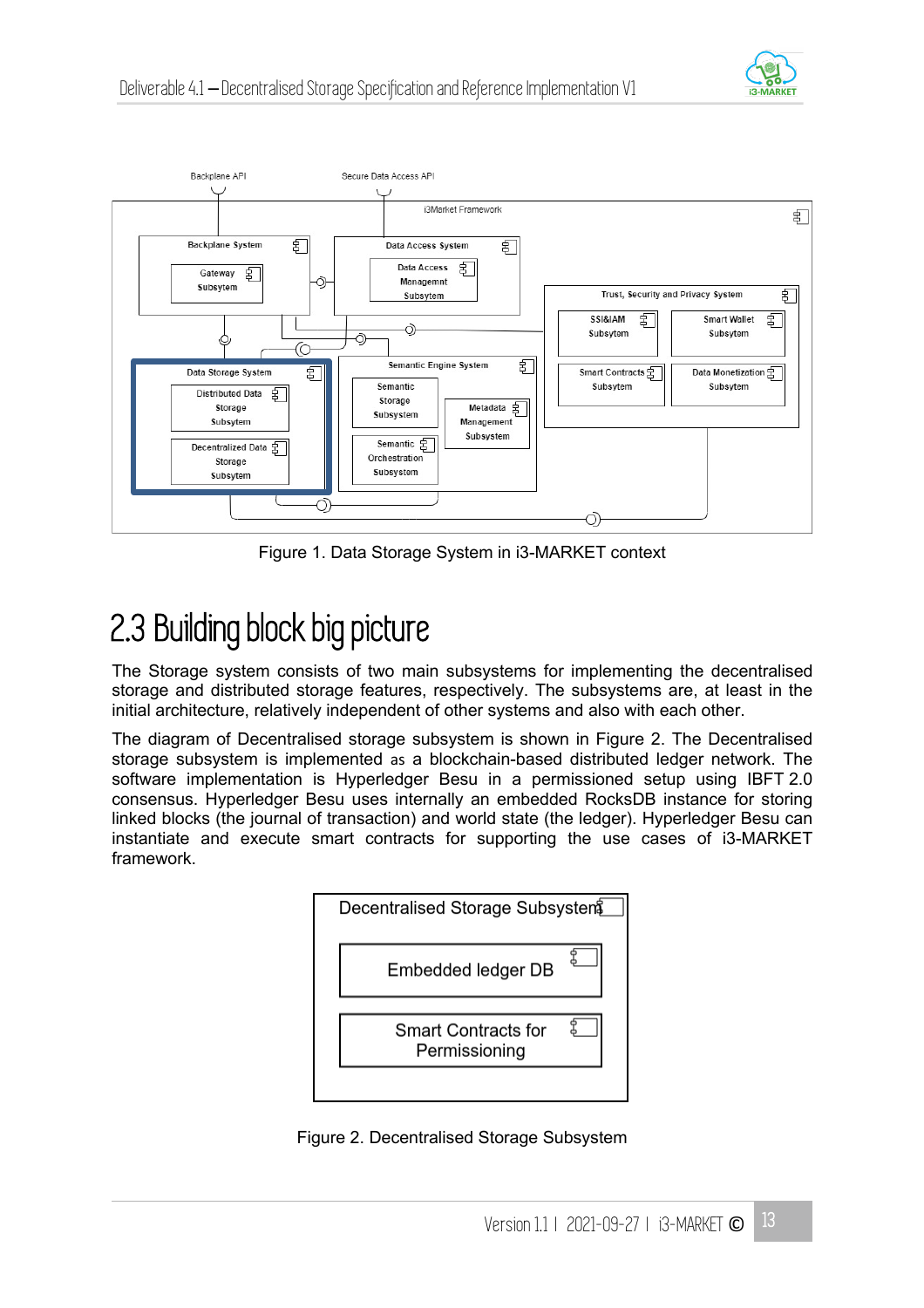Figure 1. Data Storage System in i3-MARKET context

## 2.3 Building block big picture

The Storage system consists of two main subsystems for implementing the decentralised storage and distributed storage features, respectively. The subsystems are, at least in the initial architecture, relatively independent of other systems and also with each other.

The diagram of Decentralised storage subsystem is shown in Figure 2. The Decentralised storage subsystem is implemented as a blockchain-based distributed ledger network. The software implementation is Hyperledger Besu in a permissioned setup using IBFT 2.0 consensus. Hyperledger Besu uses internally an embedded RocksDB instance for storing linked blocks (the journal of transaction) and world state (the ledger). Hyperledger Besu can instantiate and execute smart contracts for supporting the use cases of i3-MARKET framework.

Figure 2. Decentralised Storage Subsystem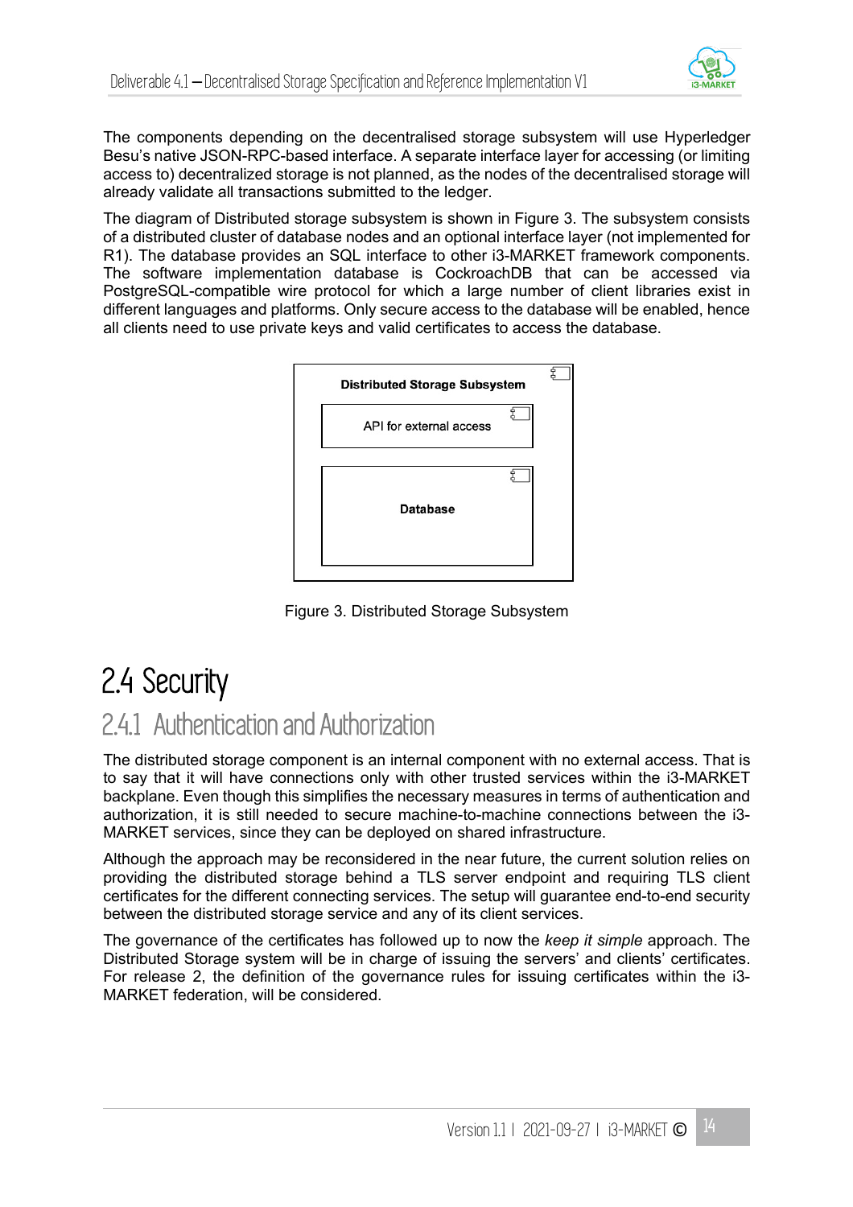The components depending on the decentralised storage subsystem will use Hyperledger Besu's native JSON-RPC-based interface. A separate interface layer for accessing (or limiting access to) decentralized storage is not planned, as the nodes of the decentralised storage will already validate all transactions submitted to the ledger.

The diagram of Distributed storage subsystem is shown in Figure 3. The subsystem consists of a distributed cluster of database nodes and an optional interface layer (not implemented for R1). The database provides an SQL interface to other i3-MARKET framework components. The software implementation database is CockroachDB that can be accessed via PostgreSQL-compatible wire protocol for which a large number of client libraries exist in different languages and platforms. Only secure access to the database will be enabled, hence all clients need to use private keys and valid certificates to access the database.

Distributed Storage Subsystem

API for external access

Database

Figure 3. Distributed Storage Subsystem

# 2.4 Security

## 2.4.1 Authentication and Authorization

The distributed storage component is an internal component with no external access. That is to say that it will have connections only with other trusted services within the i3-MARKET backplane. Even though this simplifies the necessary measures in terms of authentication and authorization, it is still needed to secure machine-to-machine connections between the i3-MARKET services, since they can be deployed on shared infrastructure.

Although the approach may be reconsidered in the near future, the current solution relies on providing the distributed storage behind a TLS server endpoint and requiring TLS client certificates for the different connecting services. The setup will guarantee end-to-end security between the distributed storage service and any of its client services.

The governance of the certificates has followed up to now the *keep it simple* approach. The Distributed Storage system will be in charge of issuing the servers' and clients' certificates. For release 2, the definition of the governance rules for issuing certificates within the i3-MARKET federation, will be considered.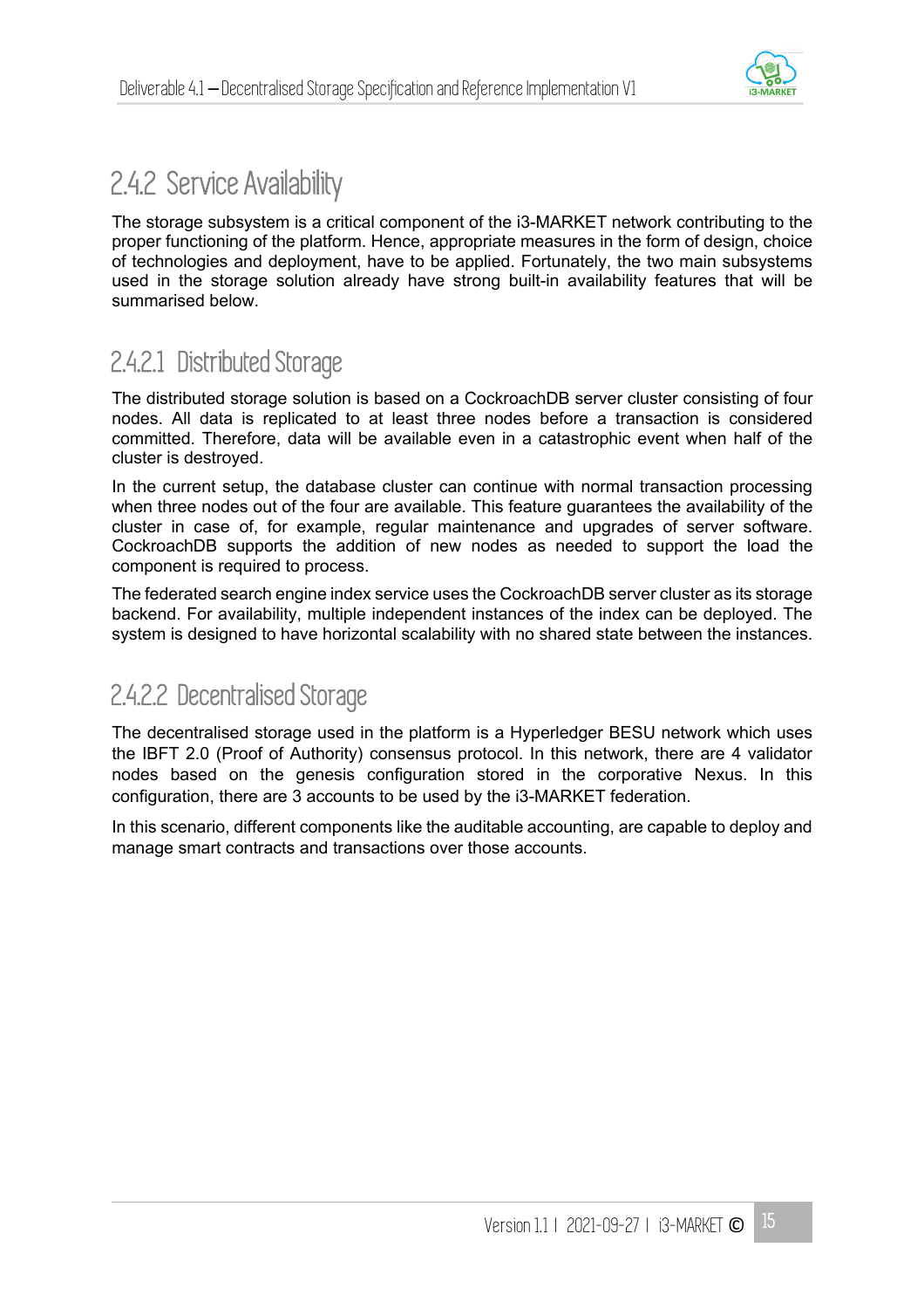## 2.4.2 Service Availability

The storage subsystem is a critical component of the i3-MARKET network contributing to the proper functioning of the platform. Hence, appropriate measures in the form of design, choice of technologies and deployment, have to be applied. Fortunately, the two main subsystems used in the storage solution already have strong built-in availability features that will be summarised below.

### 2.4.2.1 Distributed Storage

The distributed storage solution is based on a CockroachDB server cluster consisting of four nodes. All data is replicated to at least three nodes before a transaction is considered committed. Therefore, data will be available even in a catastrophic event when half of the cluster is destroyed.

In the current setup, the database cluster can continue with normal transaction processing when three nodes out of the four are available. This feature guarantees the availability of the cluster in case of, for example, regular maintenance and upgrades of server software. CockroachDB supports the addition of new nodes as needed to support the load the component is required to process.

The federated search engine index service uses the CockroachDB server cluster as its storage backend. For availability, multiple independent instances of the index can be deployed. The system is designed to have horizontal scalability with no shared state between the instances.

### 2.4.2.2 Decentralised Storage

The decentralised storage used in the platform is a Hyperledger BESU network which uses the IBFT 2.0 (Proof of Authority) consensus protocol. In this network, there are 4 validator nodes based on the genesis configuration stored in the corporative Nexus. In this configuration, there are 3 accounts to be used by the i3-MARKET federation.

In this scenario, different components like the auditable accounting, are capable to deploy and manage smart contracts and transactions over those accounts.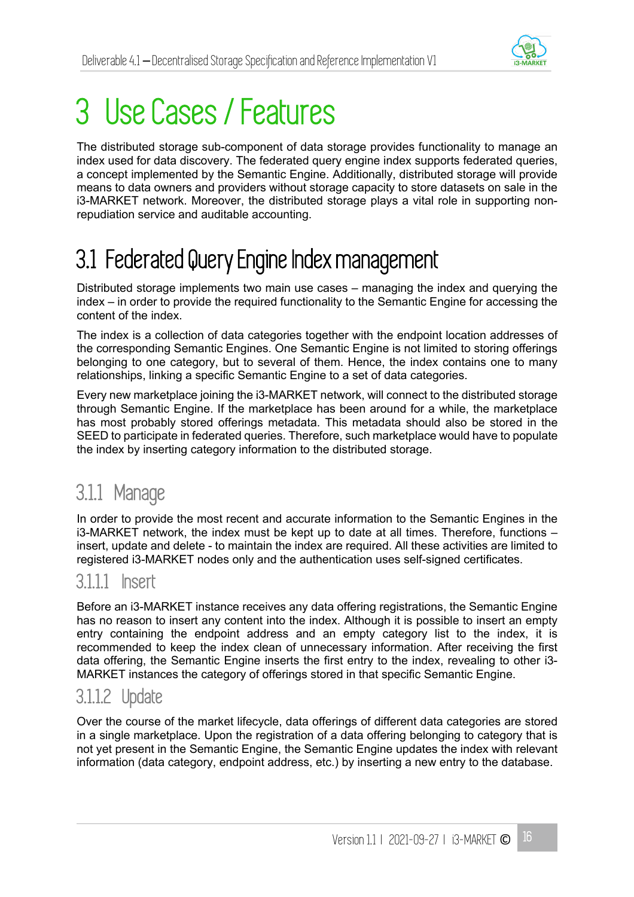# 3 Use Cases / Features

The distributed storage sub-component of data storage provides functionality to manage an index used for data discovery. The federated query engine index supports federated queries, a concept implemented by the Semantic Engine. Additionally, distributed storage will provide means to data owners and providers without storage capacity to store datasets on sale in the i3-MARKET network. Moreover, the distributed storage plays a vital role in supporting non-repudiation service and auditable accounting.

## 3.1 Federated Query Engine Index management

Distributed storage implements two main use cases – managing the index and querying the index – in order to provide the required functionality to the Semantic Engine for accessing the content of the index.

The index is a collection of data categories together with the endpoint location addresses of the corresponding Semantic Engines. One Semantic Engine is not limited to storing offerings belonging to one category, but to several of them. Hence, the index contains one to many relationships, linking a specific Semantic Engine to a set of data categories.

Every new marketplace joining the i3-MARKET network, will connect to the distributed storage through Semantic Engine. If the marketplace has been around for a while, the marketplace has most probably stored offerings metadata. This metadata should also be stored in the SEED to participate in federated queries. Therefore, such marketplace would have to populate the index by inserting category information to the distributed storage.

### 3.1.1 Manage

In order to provide the most recent and accurate information to the Semantic Engines in the i3-MARKET network, the index must be kept up to date at all times. Therefore, functions – insert, update and delete - to maintain the index are required. All these activities are limited to registered i3-MARKET nodes only and the authentication uses self-signed certificates.

#### 3.1.1.1 Insert

Before an i3-MARKET instance receives any data offering registrations, the Semantic Engine has no reason to insert any content into the index. Although it is possible to insert an empty entry containing the endpoint address and an empty category list to the index, it is recommended to keep the index clean of unnecessary information. After receiving the first data offering, the Semantic Engine inserts the first entry to the index, revealing to other i3-MARKET instances the category of offerings stored in that specific Semantic Engine.

#### 3.1.1.2 Update

Over the course of the market lifecycle, data offerings of different data categories are stored in a single marketplace. Upon the registration of a data offering belonging to category that is not yet present in the Semantic Engine, the Semantic Engine updates the index with relevant information (data category, endpoint address, etc.) by inserting a new entry to the database.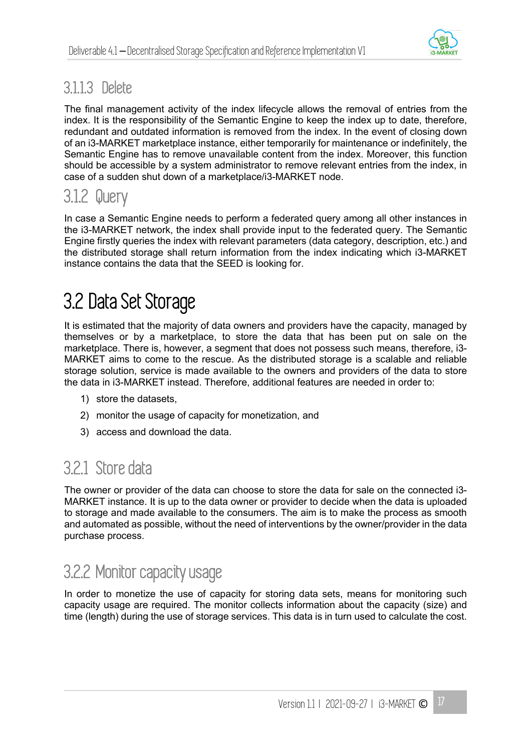#### 3.1.1.3 Delete

The final management activity of the index lifecycle allows the removal of entries from the index. It is the responsibility of the Semantic Engine to keep the index up to date, therefore, redundant and outdated information is removed from the index. In the event of closing down of an i3-MARKET marketplace instance, either temporarily for maintenance or indefinitely, the Semantic Engine has to remove unavailable content from the index. Moreover, this function should be accessible by a system administrator to remove relevant entries from the index, in case of a sudden shut down of a marketplace/i3-MARKET node.

### 3.1.2 Query

In case a Semantic Engine needs to perform a federated query among all other instances in the i3-MARKET network, the index shall provide input to the federated query. The Semantic Engine firstly queries the index with relevant parameters (data category, description, etc.) and the distributed storage shall return information from the index indicating which i3-MARKET instance contains the data that the SEED is looking for.

## 3.2 Data Set Storage

It is estimated that the majority of data owners and providers have the capacity, managed by themselves or by a marketplace, to store the data that has been put on sale on the marketplace. There is, however, a segment that does not possess such means, therefore, i3-MARKET aims to come to the rescue. As the distributed storage is a scalable and reliable storage solution, service is made available to the owners and providers of the data to store the data in i3-MARKET instead. Therefore, additional features are needed in order to:

1) store the datasets,
2) monitor the usage of capacity for monetization, and
3) access and download the data.

### 3.2.1 Store data

The owner or provider of the data can choose to store the data for sale on the connected i3-MARKET instance. It is up to the data owner or provider to decide when the data is uploaded to storage and made available to the consumers. The aim is to make the process as smooth and automated as possible, without the need of interventions by the owner/provider in the data purchase process.

### 3.2.2 Monitor capacity usage

In order to monetize the use of capacity for storing data sets, means for monitoring such capacity usage are required. The monitor collects information about the capacity (size) and time (length) during the use of storage services. This data is in turn used to calculate the cost.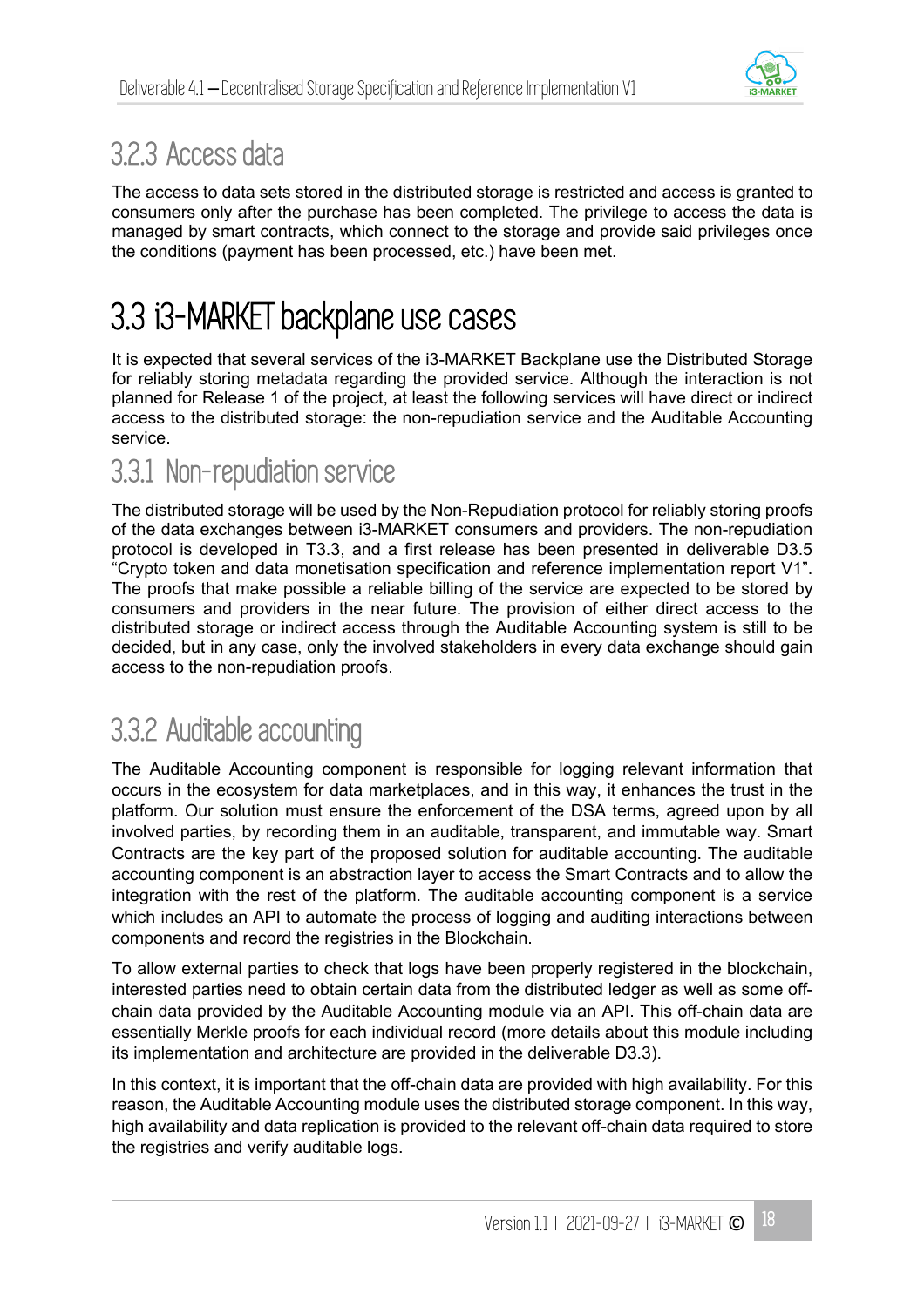### 3.2.3 Access data

The access to data sets stored in the distributed storage is restricted and access is granted to consumers only after the purchase has been completed. The privilege to access the data is managed by smart contracts, which connect to the storage and provide said privileges once the conditions (payment has been processed, etc.) have been met.

## 3.3 i3-MARKET backplane use cases

It is expected that several services of the i3-MARKET Backplane use the Distributed Storage for reliably storing metadata regarding the provided service. Although the interaction is not planned for Release 1 of the project, at least the following services will have direct or indirect access to the distributed storage: the non-repudiation service and the Auditable Accounting service.

### 3.3.1 Non-repudiation service

The distributed storage will be used by the Non-Repudiation protocol for reliably storing proofs of the data exchanges between i3-MARKET consumers and providers. The non-repudiation protocol is developed in T3.3, and a first release has been presented in deliverable D3.5 “Crypto token and data monetisation specification and reference implementation report V1”. The proofs that make possible a reliable billing of the service are expected to be stored by consumers and providers in the near future. The provision of either direct access to the distributed storage or indirect access through the Auditable Accounting system is still to be decided, but in any case, only the involved stakeholders in every data exchange should gain access to the non-repudiation proofs.

### 3.3.2 Auditable accounting

The Auditable Accounting component is responsible for logging relevant information that occurs in the ecosystem for data marketplaces, and in this way, it enhances the trust in the platform. Our solution must ensure the enforcement of the DSA terms, agreed upon by all involved parties, by recording them in an auditable, transparent, and immutable way. Smart Contracts are the key part of the proposed solution for auditable accounting. The auditable accounting component is an abstraction layer to access the Smart Contracts and to allow the integration with the rest of the platform. The auditable accounting component is a service which includes an API to automate the process of logging and auditing interactions between components and record the registries in the Blockchain.

To allow external parties to check that logs have been properly registered in the blockchain, interested parties need to obtain certain data from the distributed ledger as well as some off-chain data provided by the Auditable Accounting module via an API. This off-chain data are essentially Merkle proofs for each individual record (more details about this module including its implementation and architecture are provided in the deliverable D3.3).

In this context, it is important that the off-chain data are provided with high availability. For this reason, the Auditable Accounting module uses the distributed storage component. In this way, high availability and data replication is provided to the relevant off-chain data required to store the registries and verify auditable logs.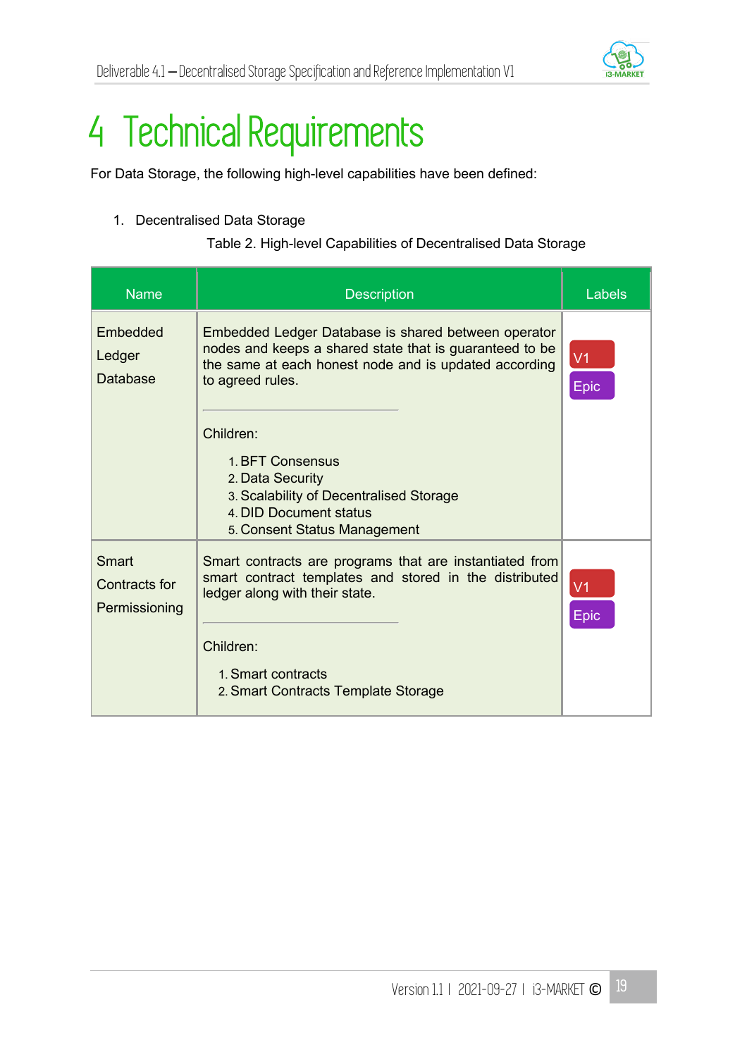# 4 Technical Requirements

For Data Storage, the following high-level capabilities have been defined:

1. Decentralised Data Storage

Table 2. High-level Capabilities of Decentralised Data Storage

| Name | Description | Labels |
|---|---|---|
| Embedded Ledger Database | Embedded Ledger Database is shared between operator nodes and keeps a shared state that is guaranteed to be the same at each honest node and is updated according to agreed rules.<br><br>Children:<br>1. BFT Consensus<br>2. Data Security<br>3. Scalability of Decentralised Storage<br>4. DID Document status<br>5. Consent Status Management | V1<br>Epic |
| Smart Contracts for Permissioning | Smart contracts are programs that are instantiated from smart contract templates and stored in the distributed ledger along with their state.<br><br>Children:<br>1. Smart contracts<br>2. Smart Contracts Template Storage | V1<br>Epic |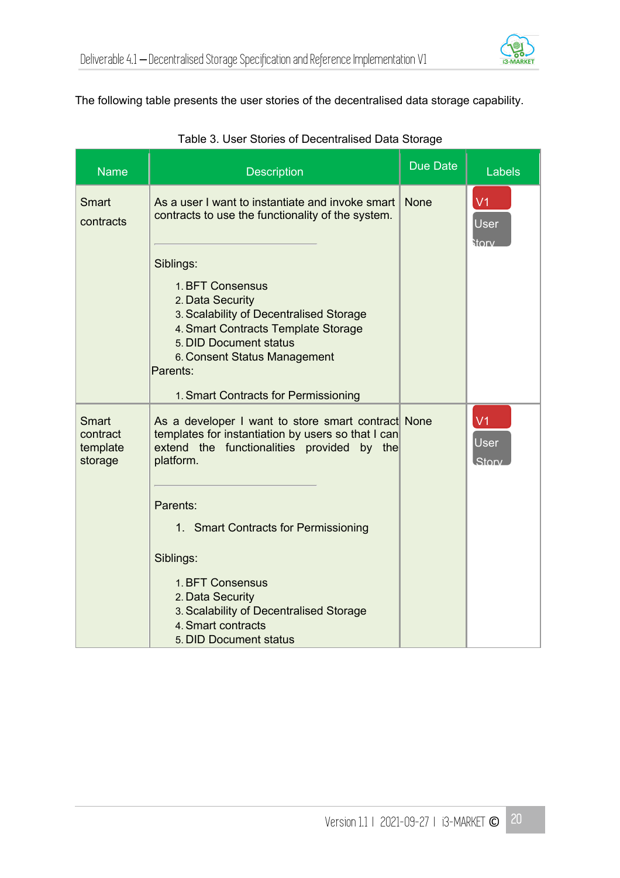The following table presents the user stories of the decentralised data storage capability.

Table 3. User Stories of Decentralised Data Storage

| Name | Description | Due Date | Labels |
| --- | --- | --- | --- |
| Smart contracts | As a user I want to instantiate and invoke smart contracts to use the functionality of the system.<br><br>---<br><br>Siblings:<br>1. BFT Consensus<br>2. Data Security<br>3. Scalability of Decentralised Storage<br>4. Smart Contracts Template Storage<br>5. DID Document status<br>6. Consent Status Management<br><br>Parents:<br>1. Smart Contracts for Permissioning | None | V1<br>User Story |
| Smart contract template storage | As a developer I want to store smart contract templates for instantiation by users so that I can extend the functionalities provided by the platform.<br><br>---<br><br>Parents:<br>1. Smart Contracts for Permissioning<br><br>Siblings:<br>1. BFT Consensus<br>2. Data Security<br>3. Scalability of Decentralised Storage<br>4. Smart contracts<br>5. DID Document status | None | V1<br>User Story |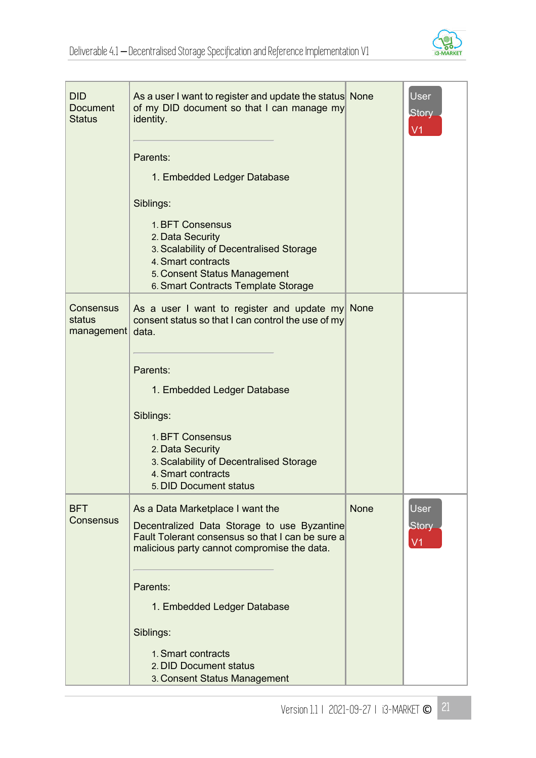| DID Document Status | As a user I want to register and update the status of my DID document so that I can manage my identity.<br><br>Parents:<br>1. Embedded Ledger Database<br><br>Siblings:<br>1. BFT Consensus<br>2. Data Security<br>3. Scalability of Decentralised Storage<br>4. Smart contracts<br>5. Consent Status Management<br>6. Smart Contracts Template Storage | None | User Story V1 |
|---|---|---|---|
| Consensus status management | As a user I want to register and update my consent status so that I can control the use of my data.<br><br>Parents:<br>1. Embedded Ledger Database<br><br>Siblings:<br>1. BFT Consensus<br>2. Data Security<br>3. Scalability of Decentralised Storage<br>4. Smart contracts<br>5. DID Document status | None | |
| BFT Consensus | As a Data Marketplace I want the<br>Decentralized Data Storage to use Byzantine Fault Tolerant consensus so that I can be sure a malicious party cannot compromise the data.<br><br>Parents:<br>1. Embedded Ledger Database<br><br>Siblings:<br>1. Smart contracts<br>2. DID Document status<br>3. Consent Status Management | None | User Story V1 |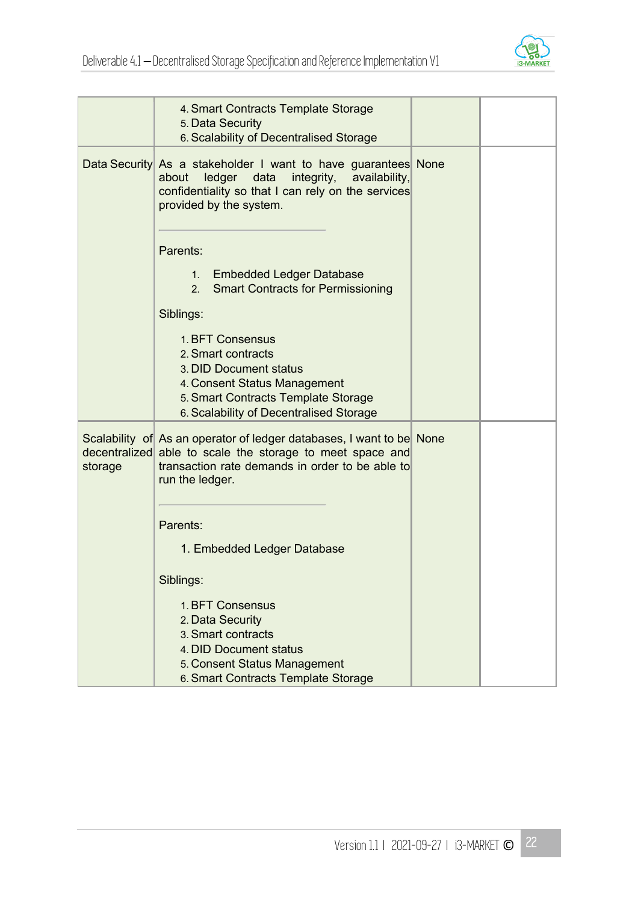| | | | |
|---|---|---|---|
| | 4. Smart Contracts Template Storage<br>5. Data Security<br>6. Scalability of Decentralised Storage | | |
| Data Security | As a stakeholder I want to have guarantees about ledger data integrity, availability, confidentiality so that I can rely on the services provided by the system.<br><br>---<br><br>Parents:<br><br>1. Embedded Ledger Database<br>2. Smart Contracts for Permissioning<br><br>Siblings:<br><br>1. BFT Consensus<br>2. Smart contracts<br>3. DID Document status<br>4. Consent Status Management<br>5. Smart Contracts Template Storage<br>6. Scalability of Decentralised Storage | None | |
| Scalability of decentralized storage | As an operator of ledger databases, I want to be able to scale the storage to meet space and transaction rate demands in order to be able to run the ledger.<br><br>---<br><br>Parents:<br><br>1. Embedded Ledger Database<br><br>Siblings:<br><br>1. BFT Consensus<br>2. Data Security<br>3. Smart contracts<br>4. DID Document status<br>5. Consent Status Management<br>6. Smart Contracts Template Storage | None | |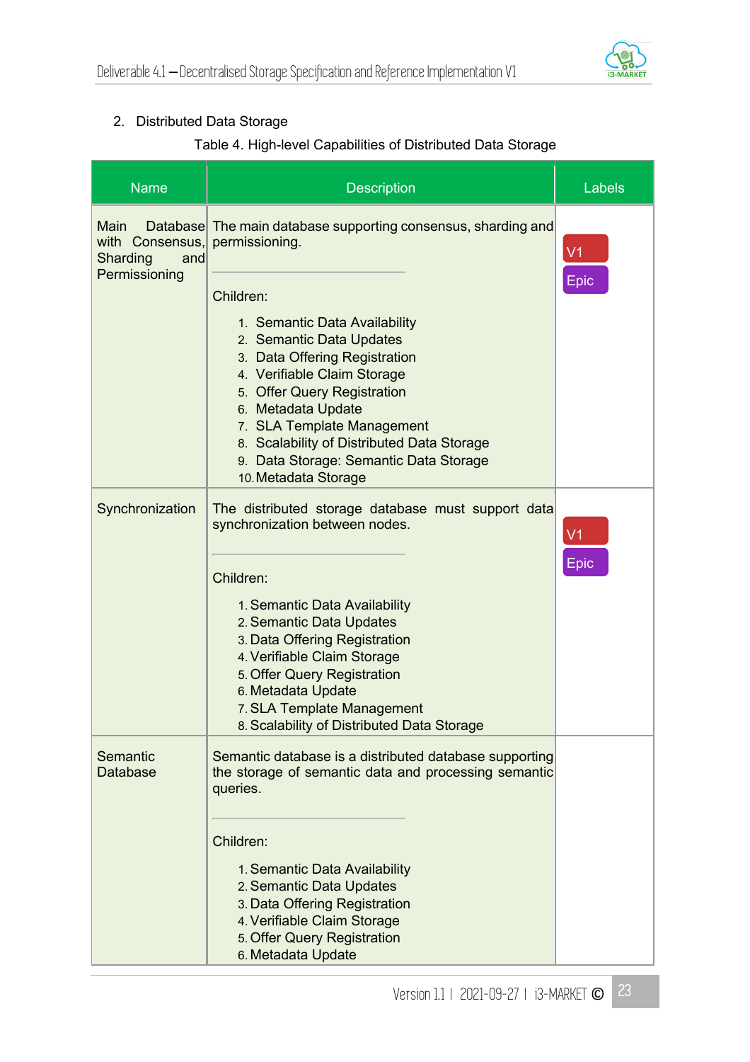2. Distributed Data Storage

Table 4. High-level Capabilities of Distributed Data Storage

| Name | Description | Labels |
|---|---|---|
| Main Database with Consensus, Sharding and Permissioning | The main database supporting consensus, sharding and permissioning.<br><br>---<br>Children:<br>1. Semantic Data Availability<br>2. Semantic Data Updates<br>3. Data Offering Registration<br>4. Verifiable Claim Storage<br>5. Offer Query Registration<br>6. Metadata Update<br>7. SLA Template Management<br>8. Scalability of Distributed Data Storage<br>9. Data Storage: Semantic Data Storage<br>10. Metadata Storage | V1<br>Epic |
| Synchronization | The distributed storage database must support data synchronization between nodes.<br><br>---<br>Children:<br>1. Semantic Data Availability<br>2. Semantic Data Updates<br>3. Data Offering Registration<br>4. Verifiable Claim Storage<br>5. Offer Query Registration<br>6. Metadata Update<br>7. SLA Template Management<br>8. Scalability of Distributed Data Storage | V1<br>Epic |
| Semantic Database | Semantic database is a distributed database supporting the storage of semantic data and processing semantic queries.<br><br>---<br>Children:<br>1. Semantic Data Availability<br>2. Semantic Data Updates<br>3. Data Offering Registration<br>4. Verifiable Claim Storage<br>5. Offer Query Registration<br>6. Metadata Update | |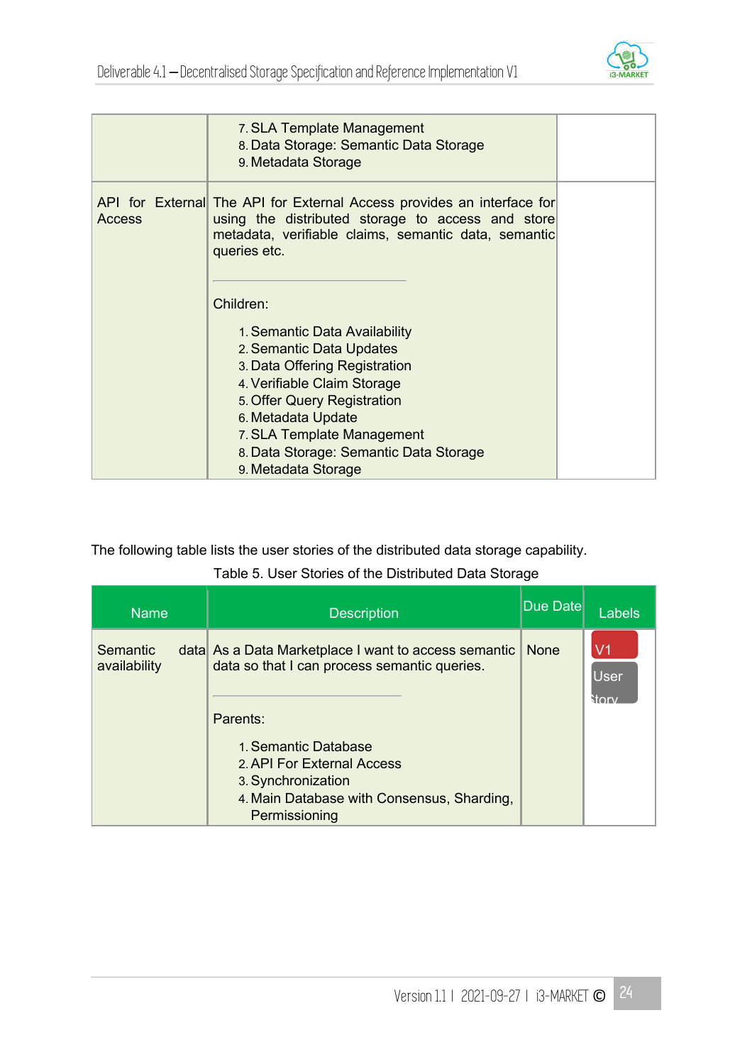| | | |
|---|---|---|
| | 7. SLA Template Management<br>8. Data Storage: Semantic Data Storage<br>9. Metadata Storage | |
| API for External Access | The API for External Access provides an interface for using the distributed storage to access and store metadata, verifiable claims, semantic data, semantic queries etc.<br><br>---<br><br>Children:<br><br>1. Semantic Data Availability<br>2. Semantic Data Updates<br>3. Data Offering Registration<br>4. Verifiable Claim Storage<br>5. Offer Query Registration<br>6. Metadata Update<br>7. SLA Template Management<br>8. Data Storage: Semantic Data Storage<br>9. Metadata Storage | |

The following table lists the user stories of the distributed data storage capability.

Table 5. User Stories of the Distributed Data Storage

| Name | Description | Due Date | Labels |
|---|---|---|---|
| Semantic data availability | As a Data Marketplace I want to access semantic data so that I can process semantic queries.<br><br>---<br><br>Parents:<br><br>1. Semantic Database<br>2. API For External Access<br>3. Synchronization<br>4. Main Database with Consensus, Sharding, Permissioning | None | V1<br>User Story |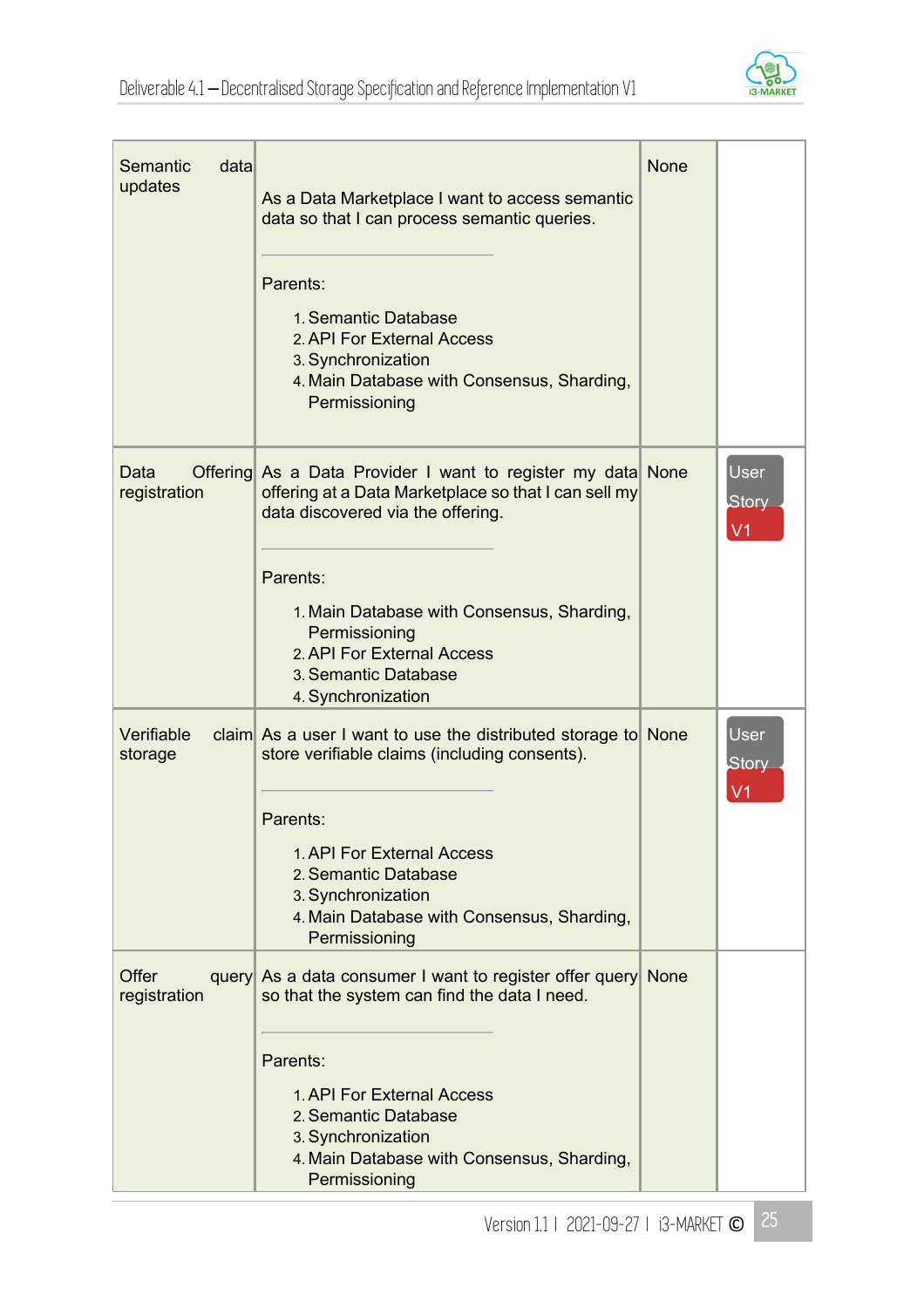| | | | |
|---|---|---|---|
| Semantic data updates | As a Data Marketplace I want to access semantic data so that I can process semantic queries.<br><br>---<br><br>Parents:<br><br>1. Semantic Database<br>2. API For External Access<br>3. Synchronization<br>4. Main Database with Consensus, Sharding, Permissioning | None | |
| Data Offering registration | As a Data Provider I want to register my data offering at a Data Marketplace so that I can sell my data discovered via the offering.<br><br>---<br><br>Parents:<br><br>1. Main Database with Consensus, Sharding, Permissioning<br>2. API For External Access<br>3. Semantic Database<br>4. Synchronization | None | User Story V1 |
| Verifiable claim storage | As a user I want to use the distributed storage to store verifiable claims (including consents).<br><br>---<br><br>Parents:<br><br>1. API For External Access<br>2. Semantic Database<br>3. Synchronization<br>4. Main Database with Consensus, Sharding, Permissioning | None | User Story V1 |
| Offer query registration | As a data consumer I want to register offer query so that the system can find the data I need.<br><br>---<br><br>Parents:<br><br>1. API For External Access<br>2. Semantic Database<br>3. Synchronization<br>4. Main Database with Consensus, Sharding, Permissioning | None | |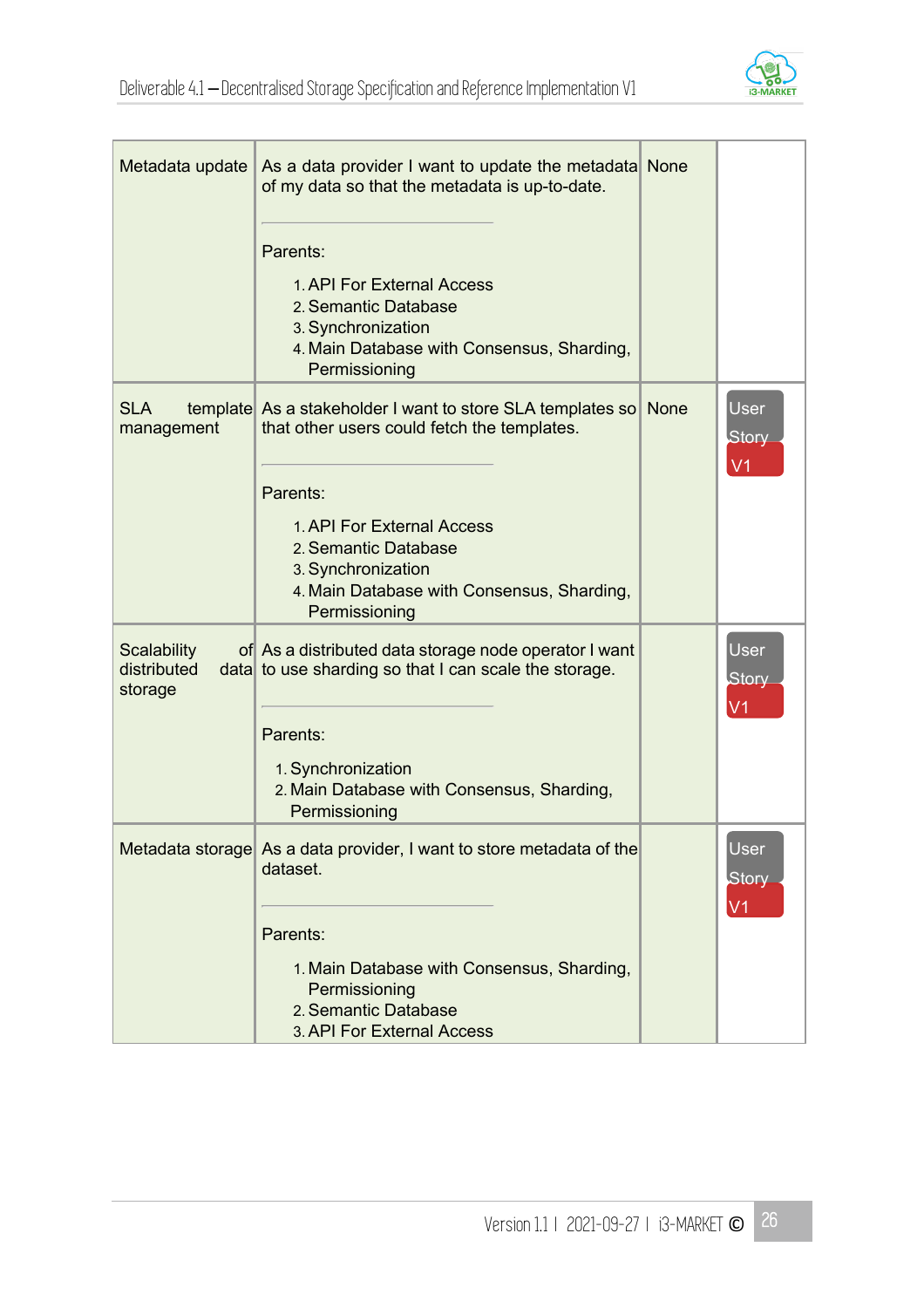| | | | |
|---|---|---|---|
| Metadata update | As a data provider I want to update the metadata of my data so that the metadata is up-to-date.<br><br>Parents:<br>1. API For External Access<br>2. Semantic Database<br>3. Synchronization<br>4. Main Database with Consensus, Sharding, Permissioning | None | |
| SLA template management | As a stakeholder I want to store SLA templates so that other users could fetch the templates.<br><br>Parents:<br>1. API For External Access<br>2. Semantic Database<br>3. Synchronization<br>4. Main Database with Consensus, Sharding, Permissioning | None | User Story V1 |
| Scalability of distributed data storage | As a distributed data storage node operator I want to use sharding so that I can scale the storage.<br><br>Parents:<br>1. Synchronization<br>2. Main Database with Consensus, Sharding, Permissioning | | User Story V1 |
| Metadata storage | As a data provider, I want to store metadata of the dataset.<br><br>Parents:<br>1. Main Database with Consensus, Sharding, Permissioning<br>2. Semantic Database<br>3. API For External Access | | User Story V1 |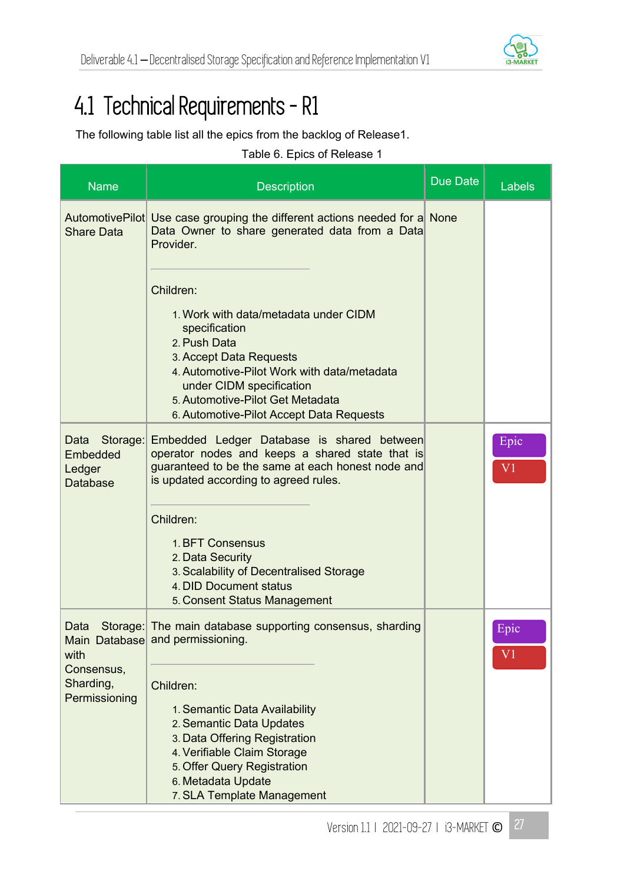## 4.1 Technical Requirements - R1

The following table list all the epics from the backlog of Release1.

Table 6. Epics of Release 1

| Name | Description | Due Date | Labels |
|---|---|---|---|
| AutomotivePilot Share Data | Use case grouping the different actions needed for a Data Owner to share generated data from a Data Provider.<br><br>Children:<br>1. Work with data/metadata under CIDM specification<br>2. Push Data<br>3. Accept Data Requests<br>4. Automotive-Pilot Work with data/metadata under CIDM specification<br>5. Automotive-Pilot Get Metadata<br>6. Automotive-Pilot Accept Data Requests | None | |
| Data Storage: Embedded Ledger Database | Embedded Ledger Database is shared between operator nodes and keeps a shared state that is guaranteed to be the same at each honest node and is updated according to agreed rules.<br><br>Children:<br>1. BFT Consensus<br>2. Data Security<br>3. Scalability of Decentralised Storage<br>4. DID Document status<br>5. Consent Status Management | | Epic<br>V1 |
| Data Storage: Main Database with Consensus, Sharding, Permissioning | The main database supporting consensus, sharding and permissioning.<br><br>Children:<br>1. Semantic Data Availability<br>2. Semantic Data Updates<br>3. Data Offering Registration<br>4. Verifiable Claim Storage<br>5. Offer Query Registration<br>6. Metadata Update<br>7. SLA Template Management | | Epic<br>V1 |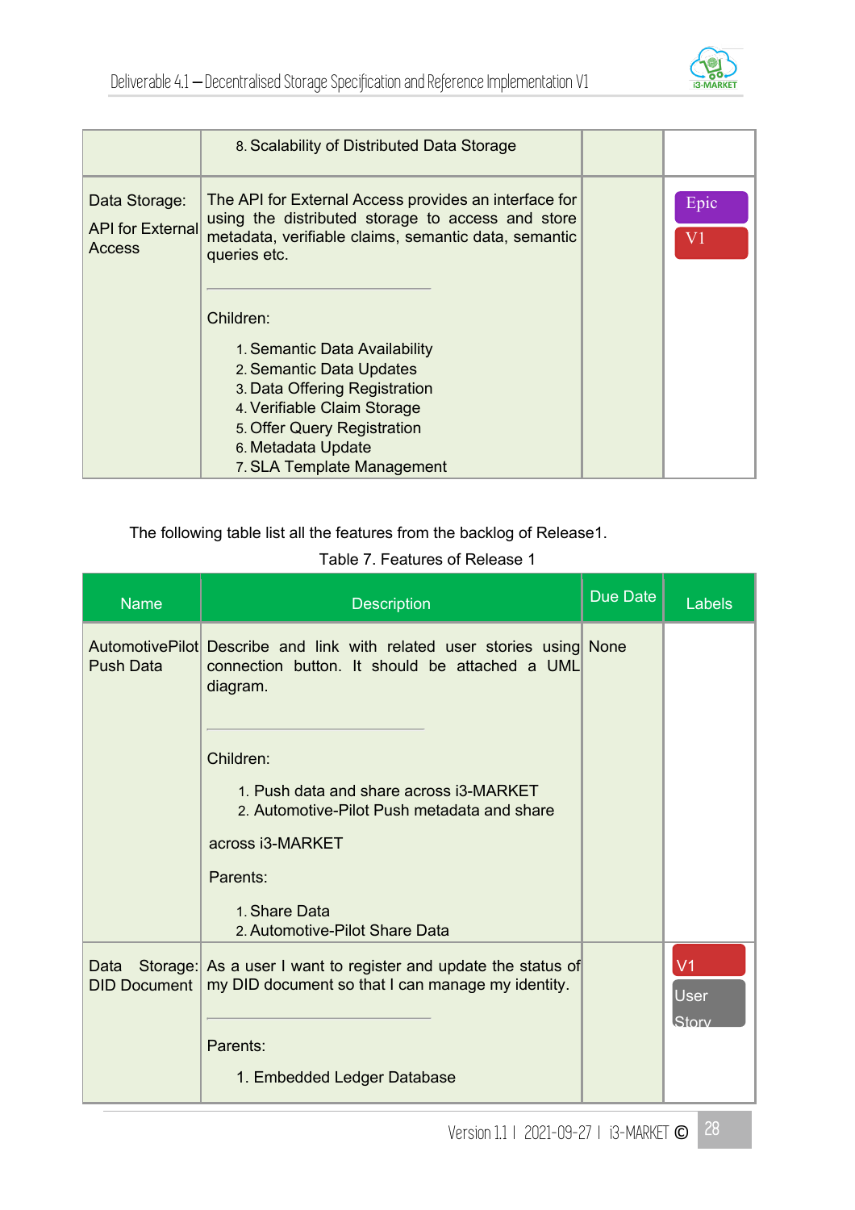| | 8. Scalability of Distributed Data Storage | | |
|---|---|---|---|
| Data Storage: API for External Access | The API for External Access provides an interface for using the distributed storage to access and store metadata, verifiable claims, semantic data, semantic queries etc.<br><br>Children:<br><br>1. Semantic Data Availability<br>2. Semantic Data Updates<br>3. Data Offering Registration<br>4. Verifiable Claim Storage<br>5. Offer Query Registration<br>6. Metadata Update<br>7. SLA Template Management | | Epic<br>V1 |

The following table list all the features from the backlog of Release1.

Table 7. Features of Release 1

| Name | Description | Due Date | Labels |
|---|---|---|---|
| AutomotivePilot Push Data | Describe and link with related user stories using connection button. It should be attached a UML diagram.<br><br>Children:<br><br>1. Push data and share across i3-MARKET<br>2. Automotive-Pilot Push metadata and share across i3-MARKET<br><br>Parents:<br><br>1. Share Data<br>2. Automotive-Pilot Share Data | None | |
| Data Storage: DID Document | As a user I want to register and update the status of my DID document so that I can manage my identity.<br><br>Parents:<br><br>1. Embedded Ledger Database | | V1<br>User Story |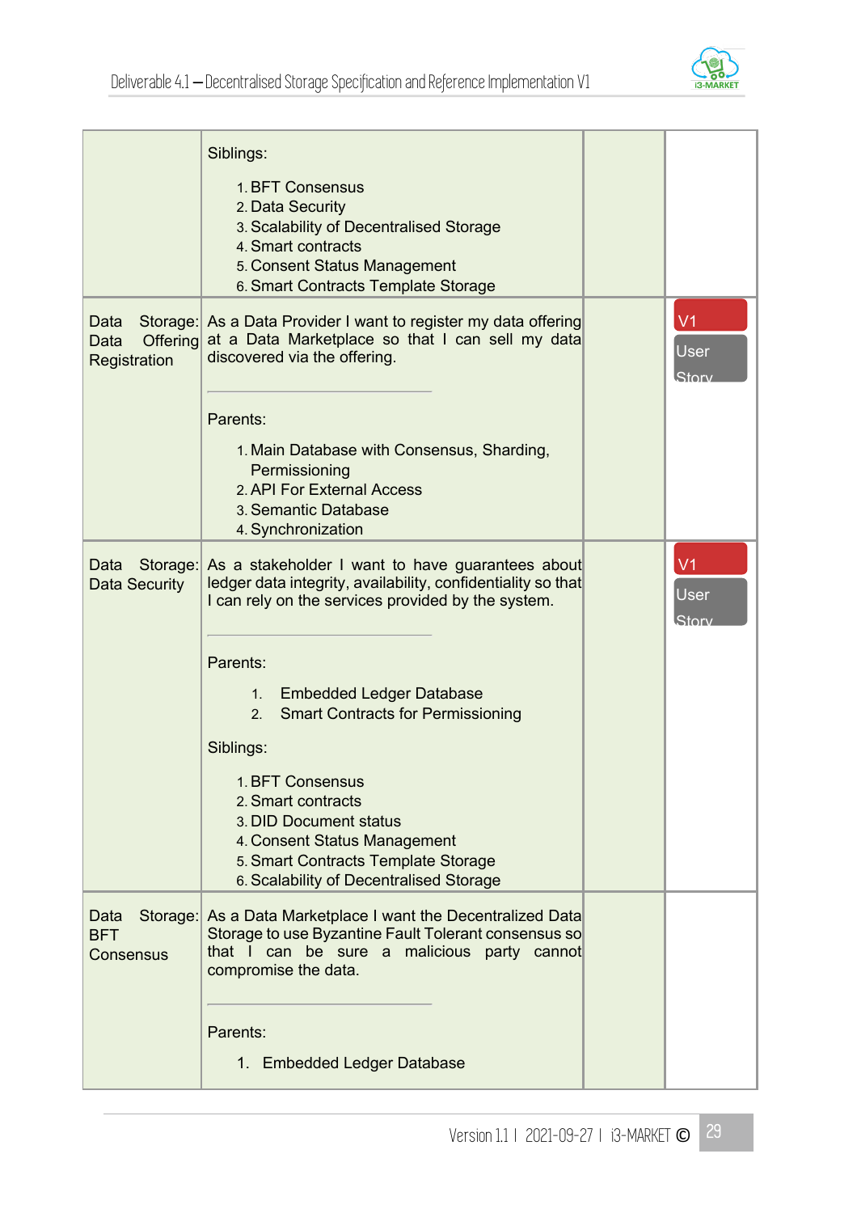| | | | |
|---|---|---|---|
| | Siblings:<br><br>1. BFT Consensus<br>2. Data Security<br>3. Scalability of Decentralised Storage<br>4. Smart contracts<br>5. Consent Status Management<br>6. Smart Contracts Template Storage | | |
| Data Storage: Data Offering Registration | As a Data Provider I want to register my data offering at a Data Marketplace so that I can sell my data discovered via the offering.<br><br>---<br><br>Parents:<br><br>1. Main Database with Consensus, Sharding, Permissioning<br>2. API For External Access<br>3. Semantic Database<br>4. Synchronization | | V1<br>User Story |
| Data Storage: Data Security | As a stakeholder I want to have guarantees about ledger data integrity, availability, confidentiality so that I can rely on the services provided by the system.<br><br>---<br><br>Parents:<br><br>1. Embedded Ledger Database<br>2. Smart Contracts for Permissioning<br><br>Siblings:<br><br>1. BFT Consensus<br>2. Smart contracts<br>3. DID Document status<br>4. Consent Status Management<br>5. Smart Contracts Template Storage<br>6. Scalability of Decentralised Storage | | V1<br>User Story |
| Data Storage: BFT Consensus | As a Data Marketplace I want the Decentralized Data Storage to use Byzantine Fault Tolerant consensus so that I can be sure a malicious party cannot compromise the data.<br><br>---<br><br>Parents:<br><br>1. Embedded Ledger Database | | |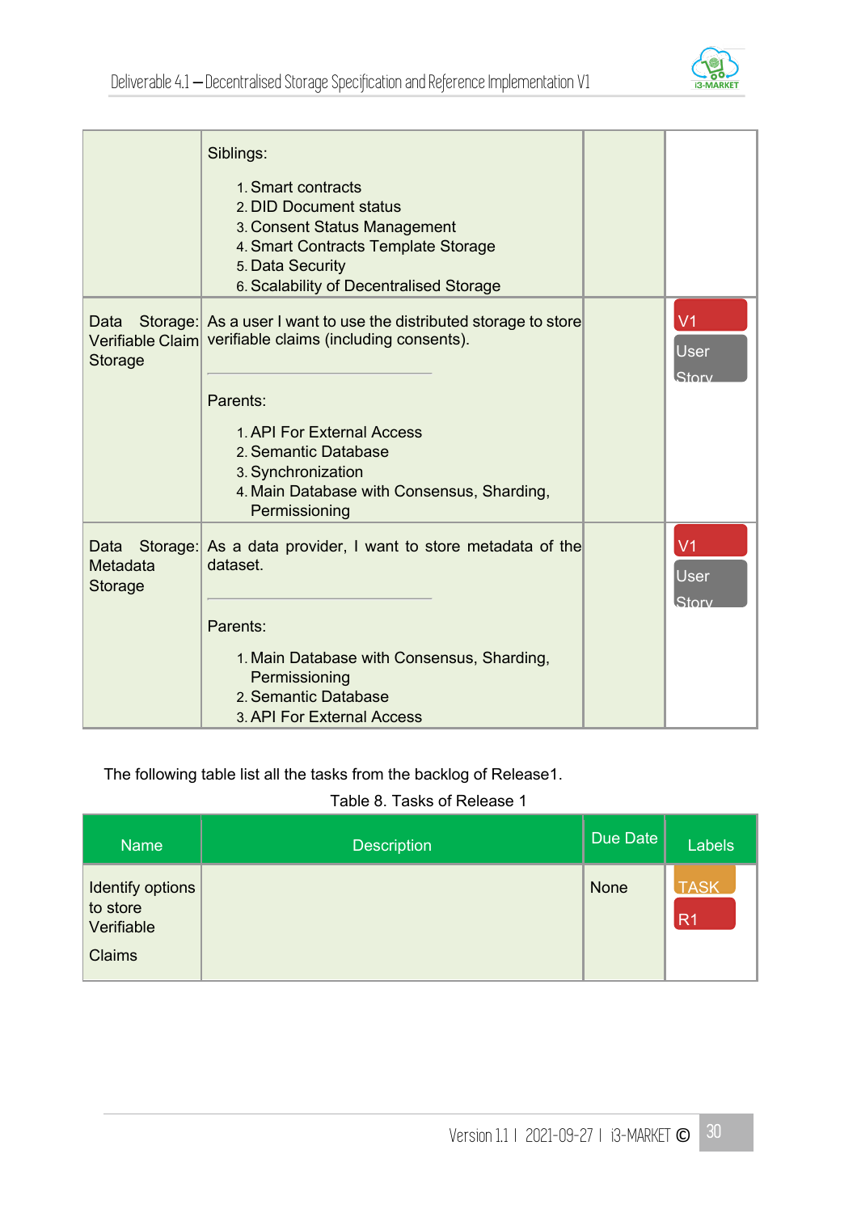| | | | |
|---|---|---|---|
| | Siblings:<br><br>1. Smart contracts<br>2. DID Document status<br>3. Consent Status Management<br>4. Smart Contracts Template Storage<br>5. Data Security<br>6. Scalability of Decentralised Storage | | |
| Data Storage: Verifiable Claim Storage | As a user I want to use the distributed storage to store verifiable claims (including consents).<br><br>---<br><br>Parents:<br><br>1. API For External Access<br>2. Semantic Database<br>3. Synchronization<br>4. Main Database with Consensus, Sharding, Permissioning | | V1<br>User Story |
| Data Storage: Metadata Storage | As a data provider, I want to store metadata of the dataset.<br><br>---<br><br>Parents:<br><br>1. Main Database with Consensus, Sharding, Permissioning<br>2. Semantic Database<br>3. API For External Access | | V1<br>User Story |

The following table list all the tasks from the backlog of Release1.

Table 8. Tasks of Release 1

| Name | Description | Due Date | Labels |
|---|---|---|---|
| Identify options to store Verifiable Claims | | None | TASK<br>R1 |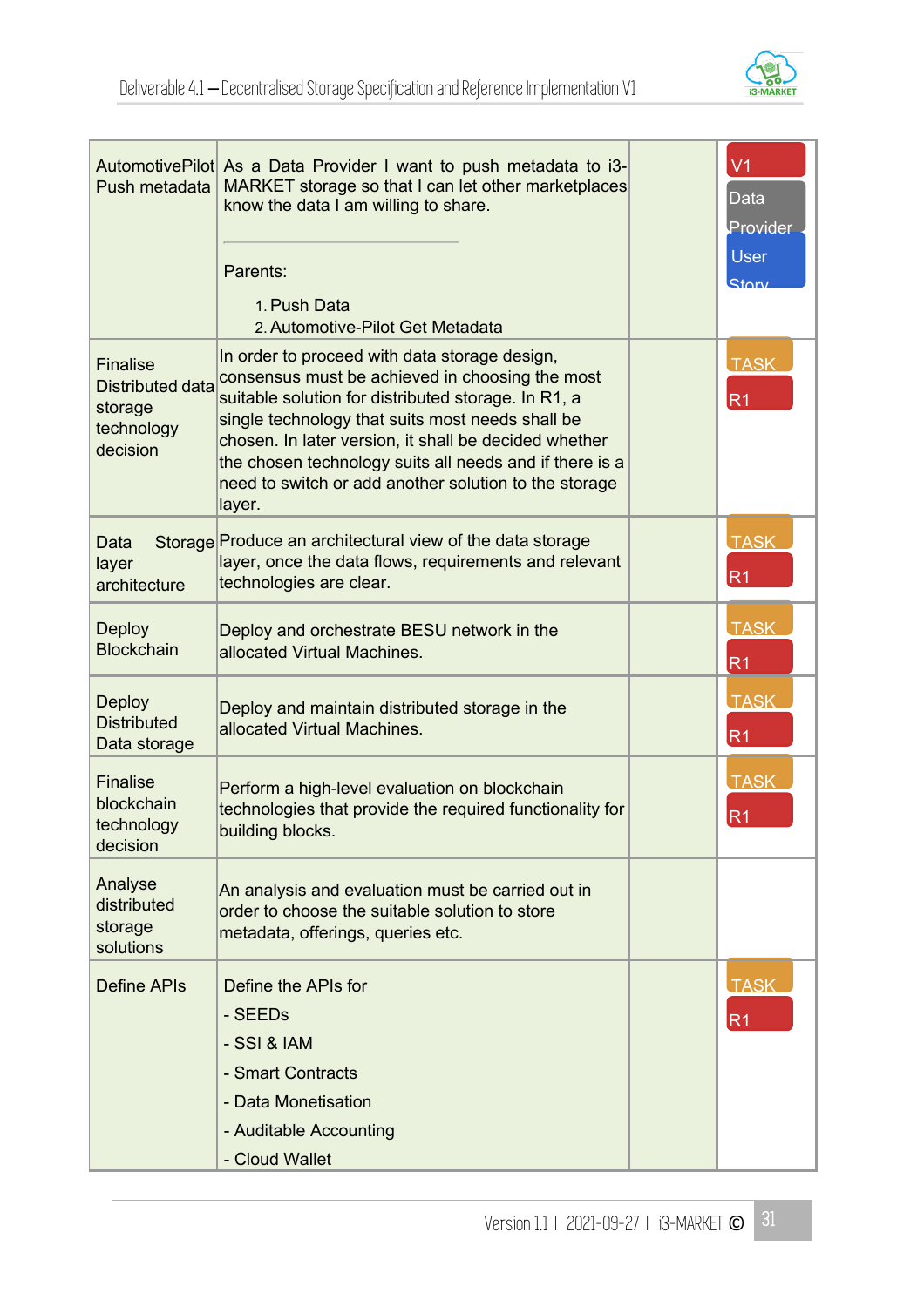| | | | |
|---|---|---|---|
| AutomotivePilot Push metadata | As a Data Provider I want to push metadata to i3-MARKET storage so that I can let other marketplaces know the data I am willing to share.<br><br>Parents:<br>1. Push Data<br>2. Automotive-Pilot Get Metadata | | V1<br>Data Provider<br>User Story |
| Finalise Distributed data storage technology decision | In order to proceed with data storage design, consensus must be achieved in choosing the most suitable solution for distributed storage. In R1, a single technology that suits most needs shall be chosen. In later version, it shall be decided whether the chosen technology suits all needs and if there is a need to switch or add another solution to the storage layer. | | TASK<br>R1 |
| Data Storage layer architecture | Produce an architectural view of the data storage layer, once the data flows, requirements and relevant technologies are clear. | | TASK<br>R1 |
| Deploy Blockchain | Deploy and orchestrate BESU network in the allocated Virtual Machines. | | TASK<br>R1 |
| Deploy Distributed Data storage | Deploy and maintain distributed storage in the allocated Virtual Machines. | | TASK<br>R1 |
| Finalise blockchain technology decision | Perform a high-level evaluation on blockchain technologies that provide the required functionality for building blocks. | | TASK<br>R1 |
| Analyse distributed storage solutions | An analysis and evaluation must be carried out in order to choose the suitable solution to store metadata, offerings, queries etc. | | |
| Define APIs | Define the APIs for<br>- SEEDs<br>- SSI & IAM<br>- Smart Contracts<br>- Data Monetisation<br>- Auditable Accounting<br>- Cloud Wallet | | TASK<br>R1 |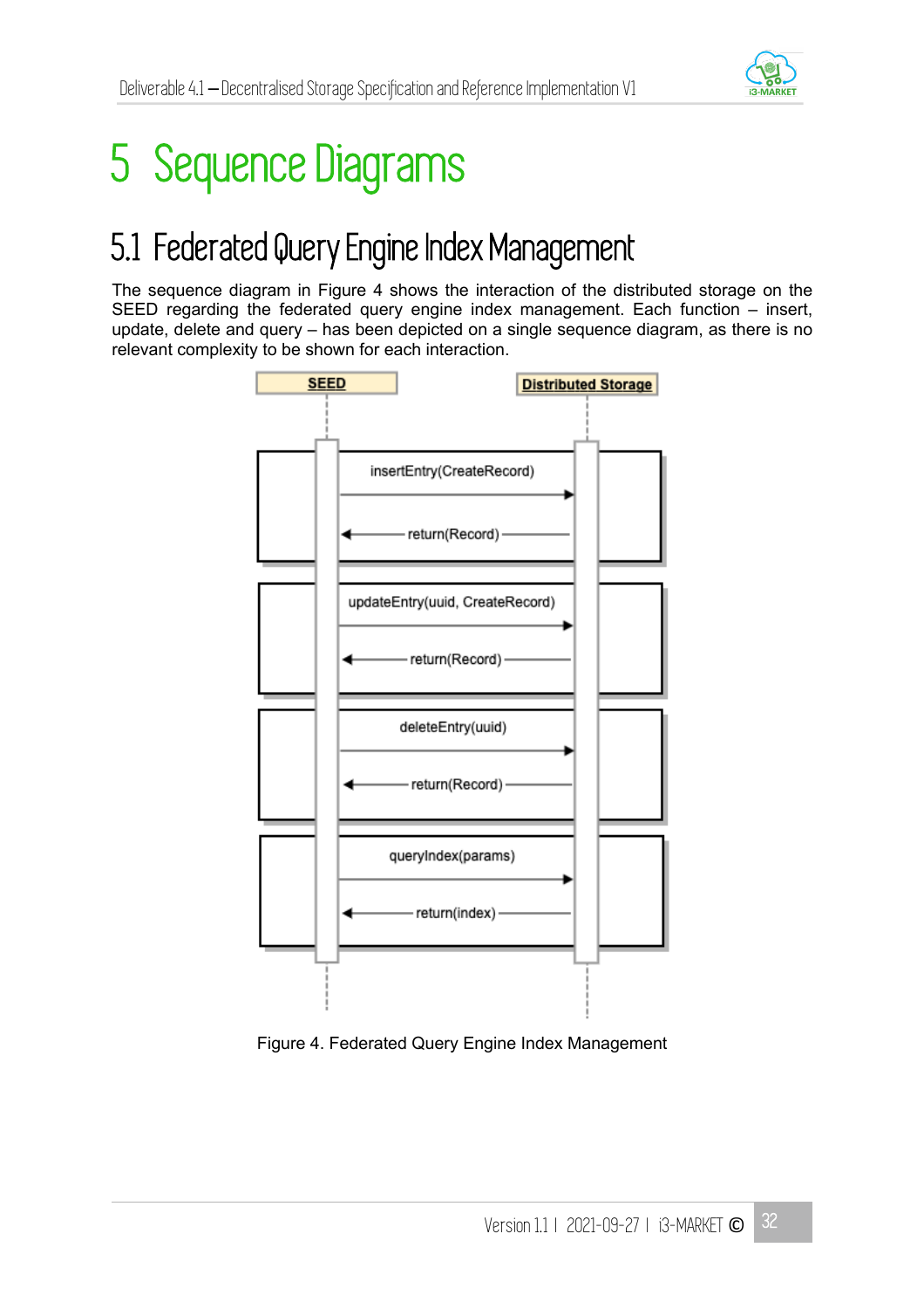# 5 Sequence Diagrams

## 5.1 Federated Query Engine Index Management

The sequence diagram in Figure 4 shows the interaction of the distributed storage on the SEED regarding the federated query engine index management. Each function – insert, update, delete and query – has been depicted on a single sequence diagram, as there is no relevant complexity to be shown for each interaction.

Figure 4. Federated Query Engine Index Management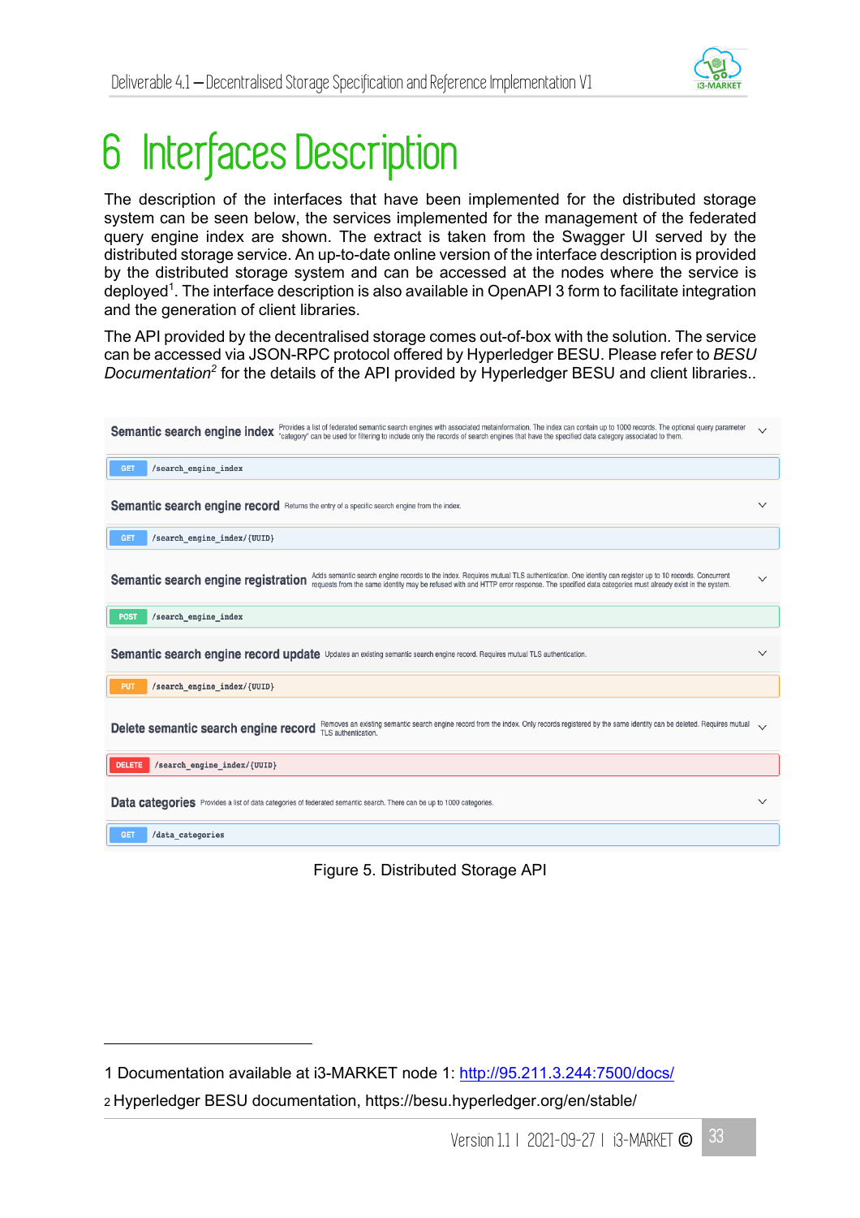# 6 Interfaces Description

The description of the interfaces that have been implemented for the distributed storage system can be seen below, the services implemented for the management of the federated query engine index are shown. The extract is taken from the Swagger UI served by the distributed storage service. An up-to-date online version of the interface description is provided by the distributed storage system and can be accessed at the nodes where the service is deployed[1]. The interface description is also available in OpenAPI 3 form to facilitate integration and the generation of client libraries.

The API provided by the decentralised storage comes out-of-box with the solution. The service can be accessed via JSON-RPC protocol offered by Hyperledger BESU. Please refer to *BESU Documentation*[2] for the details of the API provided by Hyperledger BESU and client libraries..

**Semantic search engine index** Provides a list of federated semantic search engines with associated metainformation. The index can contain up to 1000 records. The optional query parameter "category" can be used for filtering to include only the records of search engines that have the specified data category associated to them.

GET `/search_engine_index`

**Semantic search engine record** Returns the entry of a specific search engine from the index.

GET `/search_engine_index/{UUID}`

**Semantic search engine registration** Adds semantic search engine records to the index. Requires mutual TLS authentication. One identity can register up to 10 records. Concurrent requests from the same identity may be refused with and HTTP error response. The specified data categories must already exist in the system.

POST `/search_engine_index`

**Semantic search engine record update** Updates an existing semantic search engine record. Requires mutual TLS authentication.

PUT `/search_engine_index/{UUID}`

**Delete semantic search engine record** Removes an existing semantic search engine record from the index. Only records registered by the same identity can be deleted. Requires mutual TLS authentication.

DELETE `/search_engine_index/{UUID}`

**Data categories** Provides a list of data categories of federated semantic search. There can be up to 1000 categories.

GET `/data_categories`

Figure 5. Distributed Storage API

---

1 Documentation available at i3-MARKET node 1: http://95.211.3.244:7500/docs/

2 Hyperledger BESU documentation, https://besu.hyperledger.org/en/stable/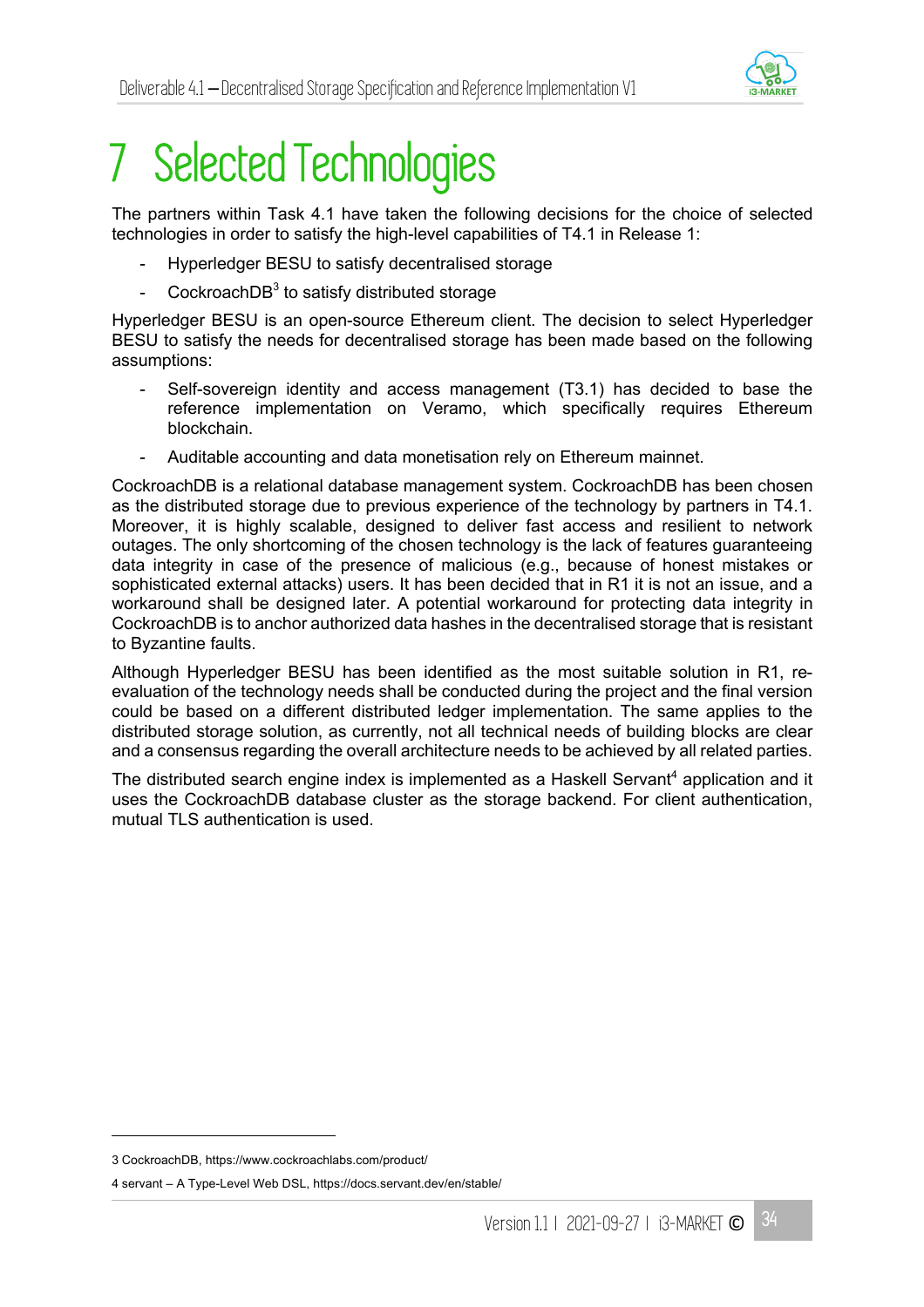# 7 Selected Technologies

The partners within Task 4.1 have taken the following decisions for the choice of selected technologies in order to satisfy the high-level capabilities of T4.1 in Release 1:

- Hyperledger BESU to satisfy decentralised storage
- CockroachDB[3] to satisfy distributed storage

Hyperledger BESU is an open-source Ethereum client. The decision to select Hyperledger BESU to satisfy the needs for decentralised storage has been made based on the following assumptions:

- Self-sovereign identity and access management (T3.1) has decided to base the reference implementation on Veramo, which specifically requires Ethereum blockchain.
- Auditable accounting and data monetisation rely on Ethereum mainnet.

CockroachDB is a relational database management system. CockroachDB has been chosen as the distributed storage due to previous experience of the technology by partners in T4.1. Moreover, it is highly scalable, designed to deliver fast access and resilient to network outages. The only shortcoming of the chosen technology is the lack of features guaranteeing data integrity in case of the presence of malicious (e.g., because of honest mistakes or sophisticated external attacks) users. It has been decided that in R1 it is not an issue, and a workaround shall be designed later. A potential workaround for protecting data integrity in CockroachDB is to anchor authorized data hashes in the decentralised storage that is resistant to Byzantine faults.

Although Hyperledger BESU has been identified as the most suitable solution in R1, re-evaluation of the technology needs shall be conducted during the project and the final version could be based on a different distributed ledger implementation. The same applies to the distributed storage solution, as currently, not all technical needs of building blocks are clear and a consensus regarding the overall architecture needs to be achieved by all related parties.

The distributed search engine index is implemented as a Haskell Servant[4] application and it uses the CockroachDB database cluster as the storage backend. For client authentication, mutual TLS authentication is used.

---

3 CockroachDB, https://www.cockroachlabs.com/product/

4 servant – A Type-Level Web DSL, https://docs.servant.dev/en/stable/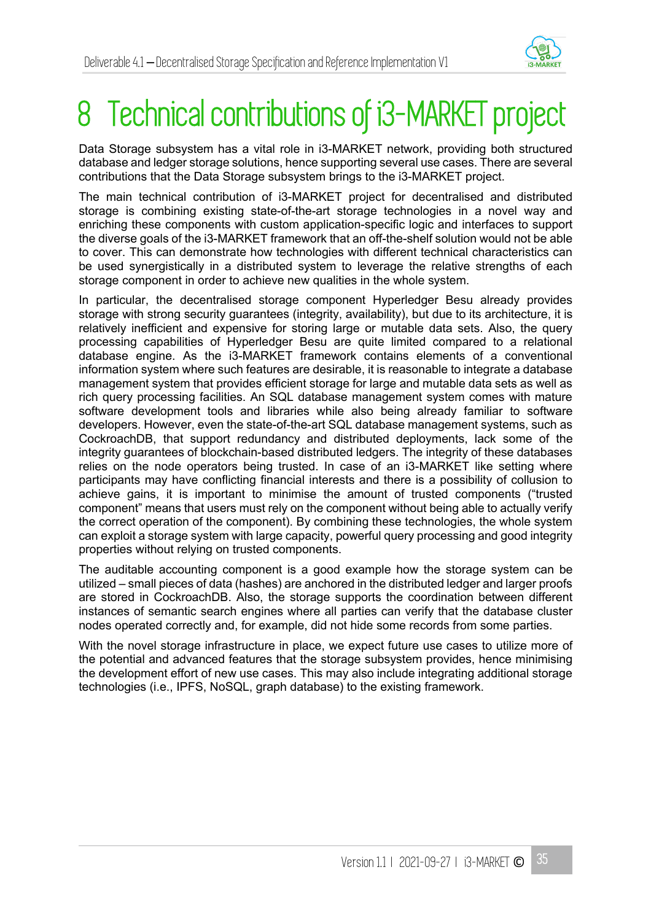# 8 Technical contributions of i3-MARKET project

Data Storage subsystem has a vital role in i3-MARKET network, providing both structured database and ledger storage solutions, hence supporting several use cases. There are several contributions that the Data Storage subsystem brings to the i3-MARKET project.

The main technical contribution of i3-MARKET project for decentralised and distributed storage is combining existing state-of-the-art storage technologies in a novel way and enriching these components with custom application-specific logic and interfaces to support the diverse goals of the i3-MARKET framework that an off-the-shelf solution would not be able to cover. This can demonstrate how technologies with different technical characteristics can be used synergistically in a distributed system to leverage the relative strengths of each storage component in order to achieve new qualities in the whole system.

In particular, the decentralised storage component Hyperledger Besu already provides storage with strong security guarantees (integrity, availability), but due to its architecture, it is relatively inefficient and expensive for storing large or mutable data sets. Also, the query processing capabilities of Hyperledger Besu are quite limited compared to a relational database engine. As the i3-MARKET framework contains elements of a conventional information system where such features are desirable, it is reasonable to integrate a database management system that provides efficient storage for large and mutable data sets as well as rich query processing facilities. An SQL database management system comes with mature software development tools and libraries while also being already familiar to software developers. However, even the state-of-the-art SQL database management systems, such as CockroachDB, that support redundancy and distributed deployments, lack some of the integrity guarantees of blockchain-based distributed ledgers. The integrity of these databases relies on the node operators being trusted. In case of an i3-MARKET like setting where participants may have conflicting financial interests and there is a possibility of collusion to achieve gains, it is important to minimise the amount of trusted components ("trusted component" means that users must rely on the component without being able to actually verify the correct operation of the component). By combining these technologies, the whole system can exploit a storage system with large capacity, powerful query processing and good integrity properties without relying on trusted components.

The auditable accounting component is a good example how the storage system can be utilized – small pieces of data (hashes) are anchored in the distributed ledger and larger proofs are stored in CockroachDB. Also, the storage supports the coordination between different instances of semantic search engines where all parties can verify that the database cluster nodes operated correctly and, for example, did not hide some records from some parties.

With the novel storage infrastructure in place, we expect future use cases to utilize more of the potential and advanced features that the storage subsystem provides, hence minimising the development effort of new use cases. This may also include integrating additional storage technologies (i.e., IPFS, NoSQL, graph database) to the existing framework.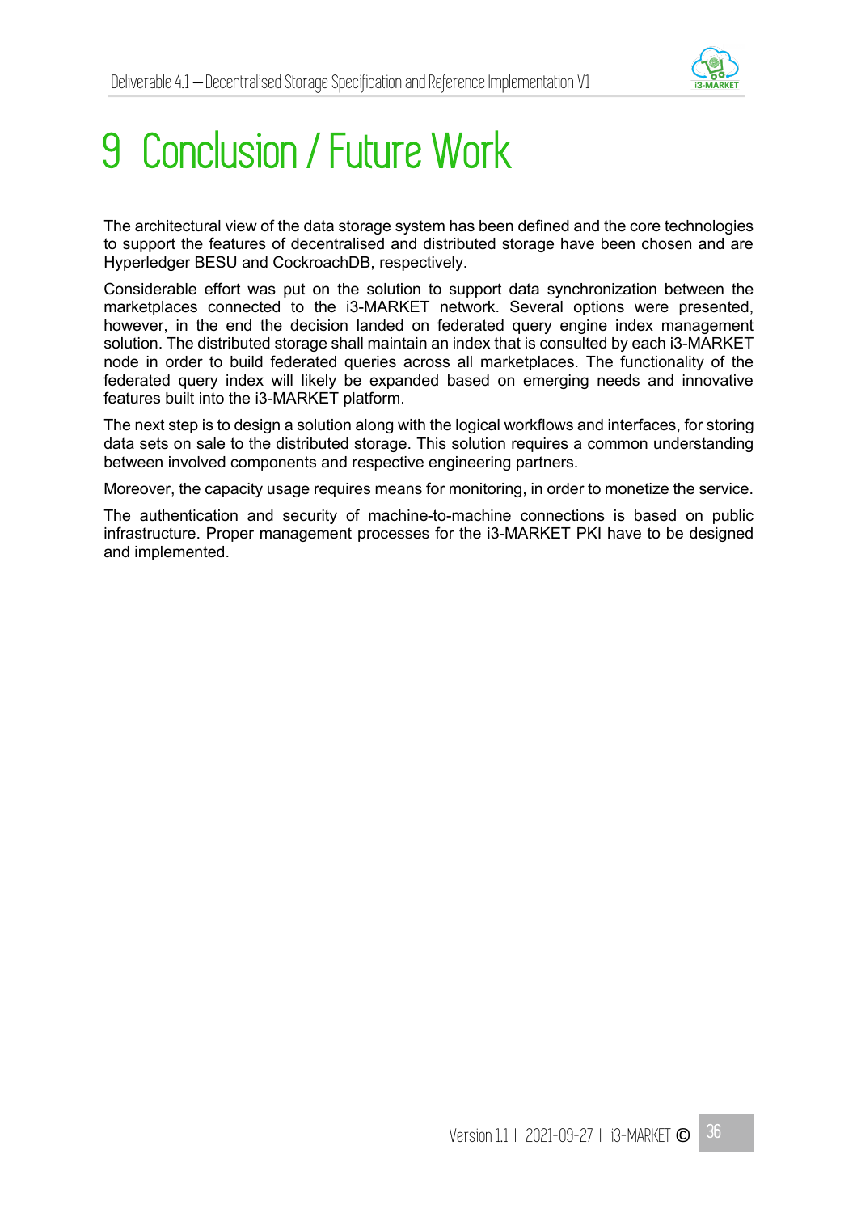# 9 Conclusion / Future Work

The architectural view of the data storage system has been defined and the core technologies to support the features of decentralised and distributed storage have been chosen and are Hyperledger BESU and CockroachDB, respectively.

Considerable effort was put on the solution to support data synchronization between the marketplaces connected to the i3-MARKET network. Several options were presented, however, in the end the decision landed on federated query engine index management solution. The distributed storage shall maintain an index that is consulted by each i3-MARKET node in order to build federated queries across all marketplaces. The functionality of the federated query index will likely be expanded based on emerging needs and innovative features built into the i3-MARKET platform.

The next step is to design a solution along with the logical workflows and interfaces, for storing data sets on sale to the distributed storage. This solution requires a common understanding between involved components and respective engineering partners.

Moreover, the capacity usage requires means for monitoring, in order to monetize the service.

The authentication and security of machine-to-machine connections is based on public infrastructure. Proper management processes for the i3-MARKET PKI have to be designed and implemented.